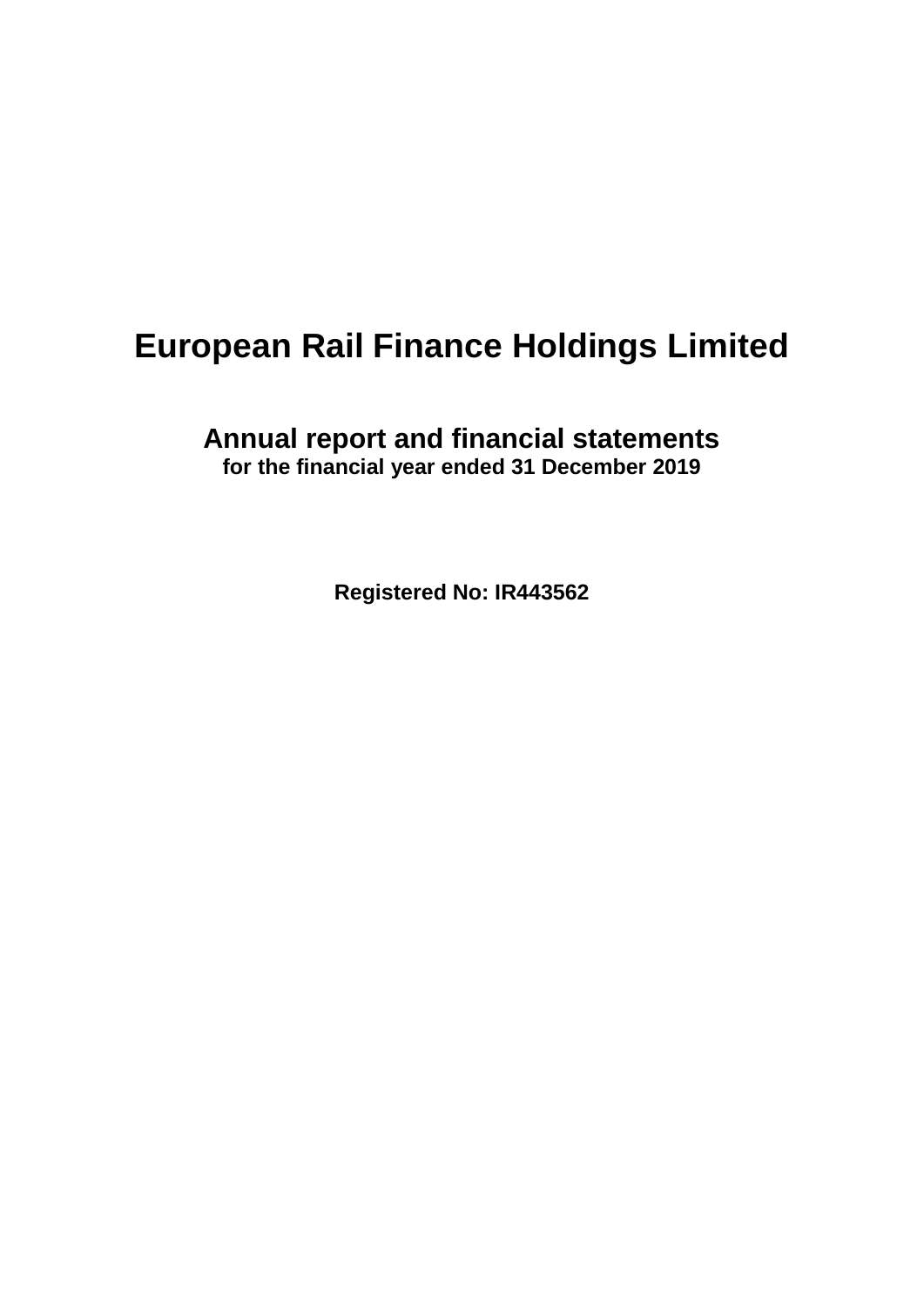# European Rail Finance Holdings Limited

## Annual report and financial statements

**for the financial year ended 31 December 2019**

**Registered No: IR443562**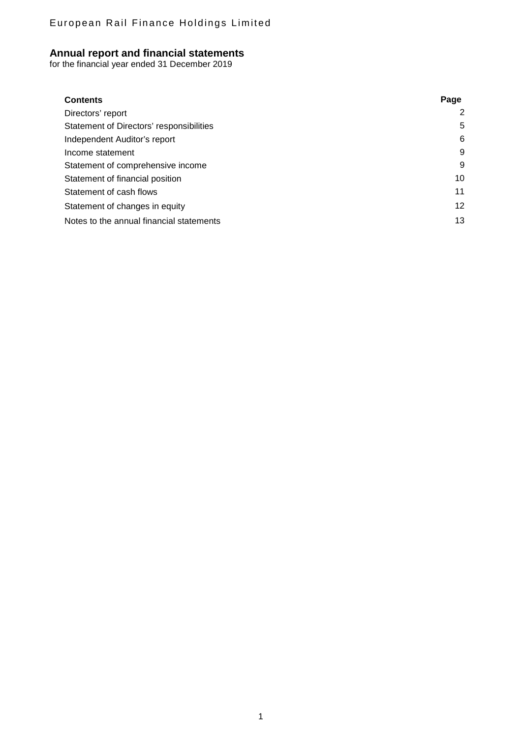European Rail Finance Holdings Limited

# Annual report and financial statements

for the financial year ended 31 December 2019

| Contents | Page |
| --- | --- |
| Directors' report | 2 |
| Statement of Directors' responsibilities | 5 |
| Independent Auditor's report | 6 |
| Income statement | 9 |
| Statement of comprehensive income | 9 |
| Statement of financial position | 10 |
| Statement of cash flows | 11 |
| Statement of changes in equity | 12 |
| Notes to the annual financial statements | 13 |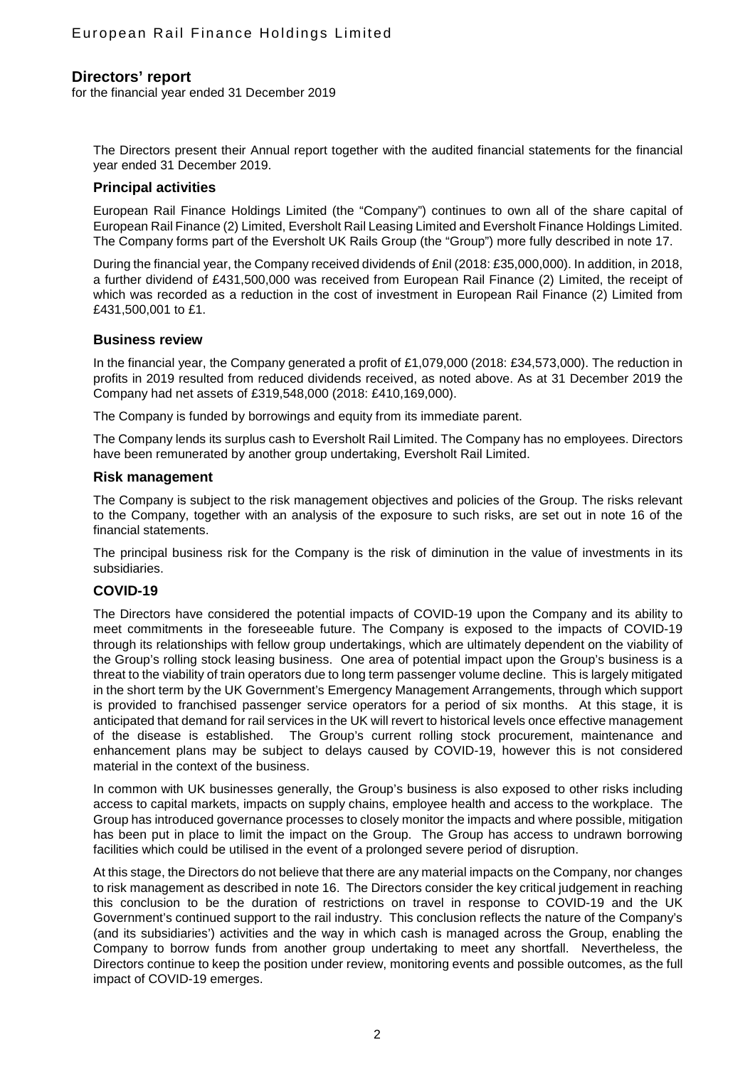# Directors' report

for the financial year ended 31 December 2019

The Directors present their Annual report together with the audited financial statements for the financial year ended 31 December 2019.

## Principal activities

European Rail Finance Holdings Limited (the "Company") continues to own all of the share capital of European Rail Finance (2) Limited, Eversholt Rail Leasing Limited and Eversholt Finance Holdings Limited. The Company forms part of the Eversholt UK Rails Group (the "Group") more fully described in note 17.

During the financial year, the Company received dividends of £nil (2018: £35,000,000). In addition, in 2018, a further dividend of £431,500,000 was received from European Rail Finance (2) Limited, the receipt of which was recorded as a reduction in the cost of investment in European Rail Finance (2) Limited from £431,500,001 to £1.

## Business review

In the financial year, the Company generated a profit of £1,079,000 (2018: £34,573,000). The reduction in profits in 2019 resulted from reduced dividends received, as noted above. As at 31 December 2019 the Company had net assets of £319,548,000 (2018: £410,169,000).

The Company is funded by borrowings and equity from its immediate parent.

The Company lends its surplus cash to Eversholt Rail Limited. The Company has no employees. Directors have been remunerated by another group undertaking, Eversholt Rail Limited.

## Risk management

The Company is subject to the risk management objectives and policies of the Group. The risks relevant to the Company, together with an analysis of the exposure to such risks, are set out in note 16 of the financial statements.

The principal business risk for the Company is the risk of diminution in the value of investments in its subsidiaries.

## COVID-19

The Directors have considered the potential impacts of COVID-19 upon the Company and its ability to meet commitments in the foreseeable future. The Company is exposed to the impacts of COVID-19 through its relationships with fellow group undertakings, which are ultimately dependent on the viability of the Group's rolling stock leasing business. One area of potential impact upon the Group's business is a threat to the viability of train operators due to long term passenger volume decline. This is largely mitigated in the short term by the UK Government's Emergency Management Arrangements, through which support is provided to franchised passenger service operators for a period of six months. At this stage, it is anticipated that demand for rail services in the UK will revert to historical levels once effective management of the disease is established. The Group's current rolling stock procurement, maintenance and enhancement plans may be subject to delays caused by COVID-19, however this is not considered material in the context of the business.

In common with UK businesses generally, the Group's business is also exposed to other risks including access to capital markets, impacts on supply chains, employee health and access to the workplace. The Group has introduced governance processes to closely monitor the impacts and where possible, mitigation has been put in place to limit the impact on the Group. The Group has access to undrawn borrowing facilities which could be utilised in the event of a prolonged severe period of disruption.

At this stage, the Directors do not believe that there are any material impacts on the Company, nor changes to risk management as described in note 16. The Directors consider the key critical judgement in reaching this conclusion to be the duration of restrictions on travel in response to COVID-19 and the UK Government's continued support to the rail industry. This conclusion reflects the nature of the Company's (and its subsidiaries') activities and the way in which cash is managed across the Group, enabling the Company to borrow funds from another group undertaking to meet any shortfall. Nevertheless, the Directors continue to keep the position under review, monitoring events and possible outcomes, as the full impact of COVID-19 emerges.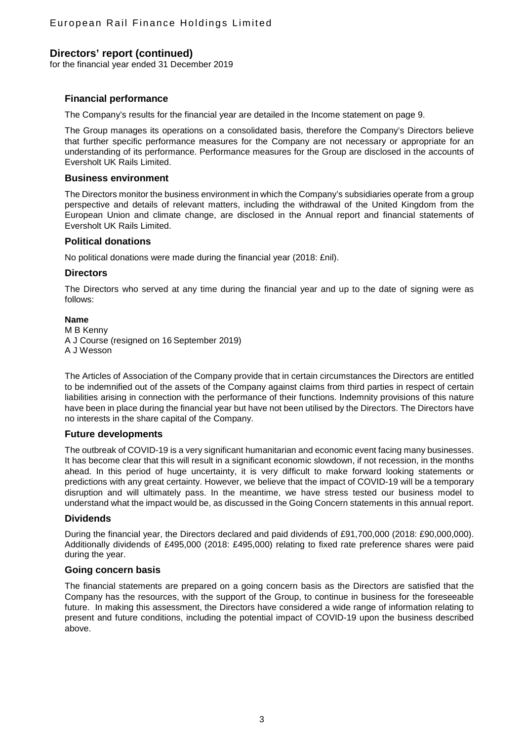## Directors' report (continued)

for the financial year ended 31 December 2019

### Financial performance

The Company's results for the financial year are detailed in the Income statement on page 9.

The Group manages its operations on a consolidated basis, therefore the Company's Directors believe that further specific performance measures for the Company are not necessary or appropriate for an understanding of its performance. Performance measures for the Group are disclosed in the accounts of Eversholt UK Rails Limited.

### Business environment

The Directors monitor the business environment in which the Company's subsidiaries operate from a group perspective and details of relevant matters, including the withdrawal of the United Kingdom from the European Union and climate change, are disclosed in the Annual report and financial statements of Eversholt UK Rails Limited.

### Political donations

No political donations were made during the financial year (2018: £nil).

### Directors

The Directors who served at any time during the financial year and up to the date of signing were as follows:

**Name**
M B Kenny
A J Course (resigned on 16 September 2019)
A J Wesson

The Articles of Association of the Company provide that in certain circumstances the Directors are entitled to be indemnified out of the assets of the Company against claims from third parties in respect of certain liabilities arising in connection with the performance of their functions. Indemnity provisions of this nature have been in place during the financial year but have not been utilised by the Directors. The Directors have no interests in the share capital of the Company.

### Future developments

The outbreak of COVID-19 is a very significant humanitarian and economic event facing many businesses. It has become clear that this will result in a significant economic slowdown, if not recession, in the months ahead. In this period of huge uncertainty, it is very difficult to make forward looking statements or predictions with any great certainty. However, we believe that the impact of COVID-19 will be a temporary disruption and will ultimately pass. In the meantime, we have stress tested our business model to understand what the impact would be, as discussed in the Going Concern statements in this annual report.

### Dividends

During the financial year, the Directors declared and paid dividends of £91,700,000 (2018: £90,000,000). Additionally dividends of £495,000 (2018: £495,000) relating to fixed rate preference shares were paid during the year.

### Going concern basis

The financial statements are prepared on a going concern basis as the Directors are satisfied that the Company has the resources, with the support of the Group, to continue in business for the foreseeable future. In making this assessment, the Directors have considered a wide range of information relating to present and future conditions, including the potential impact of COVID-19 upon the business described above.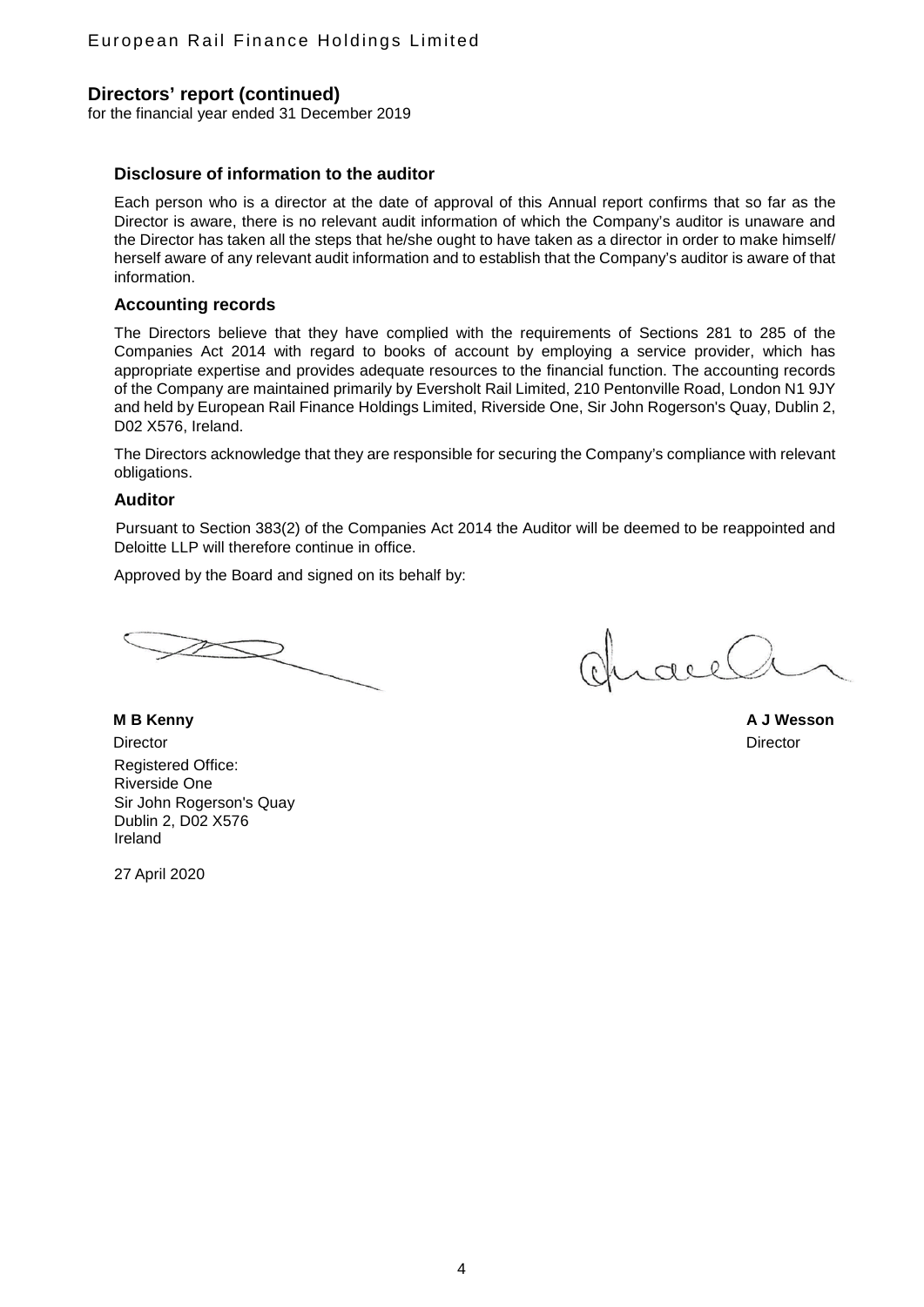## Directors' report (continued)

for the financial year ended 31 December 2019

### Disclosure of information to the auditor

Each person who is a director at the date of approval of this Annual report confirms that so far as the Director is aware, there is no relevant audit information of which the Company's auditor is unaware and the Director has taken all the steps that he/she ought to have taken as a director in order to make himself/ herself aware of any relevant audit information and to establish that the Company's auditor is aware of that information.

### Accounting records

The Directors believe that they have complied with the requirements of Sections 281 to 285 of the Companies Act 2014 with regard to books of account by employing a service provider, which has appropriate expertise and provides adequate resources to the financial function. The accounting records of the Company are maintained primarily by Eversholt Rail Limited, 210 Pentonville Road, London N1 9JY and held by European Rail Finance Holdings Limited, Riverside One, Sir John Rogerson's Quay, Dublin 2, D02 X576, Ireland.

The Directors acknowledge that they are responsible for securing the Company's compliance with relevant obligations.

### Auditor

Pursuant to Section 383(2) of the Companies Act 2014 the Auditor will be deemed to be reappointed and Deloitte LLP will therefore continue in office.

Approved by the Board and signed on its behalf by:

**M B Kenny**
Director

**A J Wesson**
Director

Registered Office:
Riverside One
Sir John Rogerson's Quay
Dublin 2, D02 X576
Ireland

27 April 2020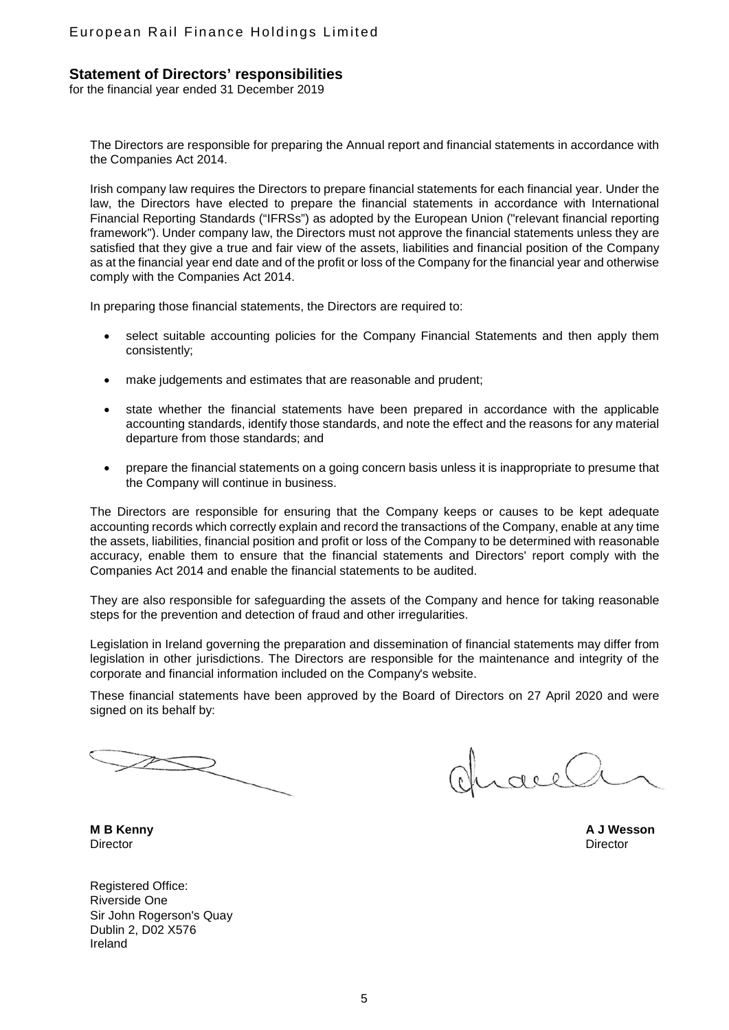## Statement of Directors' responsibilities

for the financial year ended 31 December 2019

The Directors are responsible for preparing the Annual report and financial statements in accordance with the Companies Act 2014.

Irish company law requires the Directors to prepare financial statements for each financial year. Under the law, the Directors have elected to prepare the financial statements in accordance with International Financial Reporting Standards ("IFRSs") as adopted by the European Union ("relevant financial reporting framework"). Under company law, the Directors must not approve the financial statements unless they are satisfied that they give a true and fair view of the assets, liabilities and financial position of the Company as at the financial year end date and of the profit or loss of the Company for the financial year and otherwise comply with the Companies Act 2014.

In preparing those financial statements, the Directors are required to:

- select suitable accounting policies for the Company Financial Statements and then apply them consistently;
- make judgements and estimates that are reasonable and prudent;
- state whether the financial statements have been prepared in accordance with the applicable accounting standards, identify those standards, and note the effect and the reasons for any material departure from those standards; and
- prepare the financial statements on a going concern basis unless it is inappropriate to presume that the Company will continue in business.

The Directors are responsible for ensuring that the Company keeps or causes to be kept adequate accounting records which correctly explain and record the transactions of the Company, enable at any time the assets, liabilities, financial position and profit or loss of the Company to be determined with reasonable accuracy, enable them to ensure that the financial statements and Directors' report comply with the Companies Act 2014 and enable the financial statements to be audited.

They are also responsible for safeguarding the assets of the Company and hence for taking reasonable steps for the prevention and detection of fraud and other irregularities.

Legislation in Ireland governing the preparation and dissemination of financial statements may differ from legislation in other jurisdictions. The Directors are responsible for the maintenance and integrity of the corporate and financial information included on the Company's website.

These financial statements have been approved by the Board of Directors on 27 April 2020 and were signed on its behalf by:

**M B Kenny**
Director

**A J Wesson**
Director

Registered Office:
Riverside One
Sir John Rogerson's Quay
Dublin 2, D02 X576
Ireland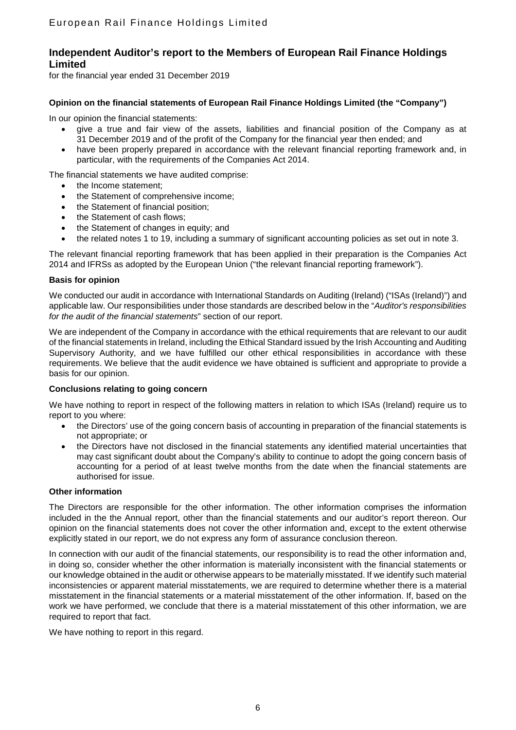## Independent Auditor's report to the Members of European Rail Finance Holdings Limited

for the financial year ended 31 December 2019

### Opinion on the financial statements of European Rail Finance Holdings Limited (the "Company")

In our opinion the financial statements:

- give a true and fair view of the assets, liabilities and financial position of the Company as at 31 December 2019 and of the profit of the Company for the financial year then ended; and
- have been properly prepared in accordance with the relevant financial reporting framework and, in particular, with the requirements of the Companies Act 2014.

The financial statements we have audited comprise:

- the Income statement;
- the Statement of comprehensive income;
- the Statement of financial position;
- the Statement of cash flows;
- the Statement of changes in equity; and
- the related notes 1 to 19, including a summary of significant accounting policies as set out in note 3.

The relevant financial reporting framework that has been applied in their preparation is the Companies Act 2014 and IFRSs as adopted by the European Union ("the relevant financial reporting framework").

### Basis for opinion

We conducted our audit in accordance with International Standards on Auditing (Ireland) ("ISAs (Ireland)") and applicable law. Our responsibilities under those standards are described below in the "*Auditor's responsibilities for the audit of the financial statements*" section of our report.

We are independent of the Company in accordance with the ethical requirements that are relevant to our audit of the financial statements in Ireland, including the Ethical Standard issued by the Irish Accounting and Auditing Supervisory Authority, and we have fulfilled our other ethical responsibilities in accordance with these requirements. We believe that the audit evidence we have obtained is sufficient and appropriate to provide a basis for our opinion.

### Conclusions relating to going concern

We have nothing to report in respect of the following matters in relation to which ISAs (Ireland) require us to report to you where:

- the Directors' use of the going concern basis of accounting in preparation of the financial statements is not appropriate; or
- the Directors have not disclosed in the financial statements any identified material uncertainties that may cast significant doubt about the Company's ability to continue to adopt the going concern basis of accounting for a period of at least twelve months from the date when the financial statements are authorised for issue.

### Other information

The Directors are responsible for the other information. The other information comprises the information included in the the Annual report, other than the financial statements and our auditor's report thereon. Our opinion on the financial statements does not cover the other information and, except to the extent otherwise explicitly stated in our report, we do not express any form of assurance conclusion thereon.

In connection with our audit of the financial statements, our responsibility is to read the other information and, in doing so, consider whether the other information is materially inconsistent with the financial statements or our knowledge obtained in the audit or otherwise appears to be materially misstated. If we identify such material inconsistencies or apparent material misstatements, we are required to determine whether there is a material misstatement in the financial statements or a material misstatement of the other information. If, based on the work we have performed, we conclude that there is a material misstatement of this other information, we are required to report that fact.

We have nothing to report in this regard.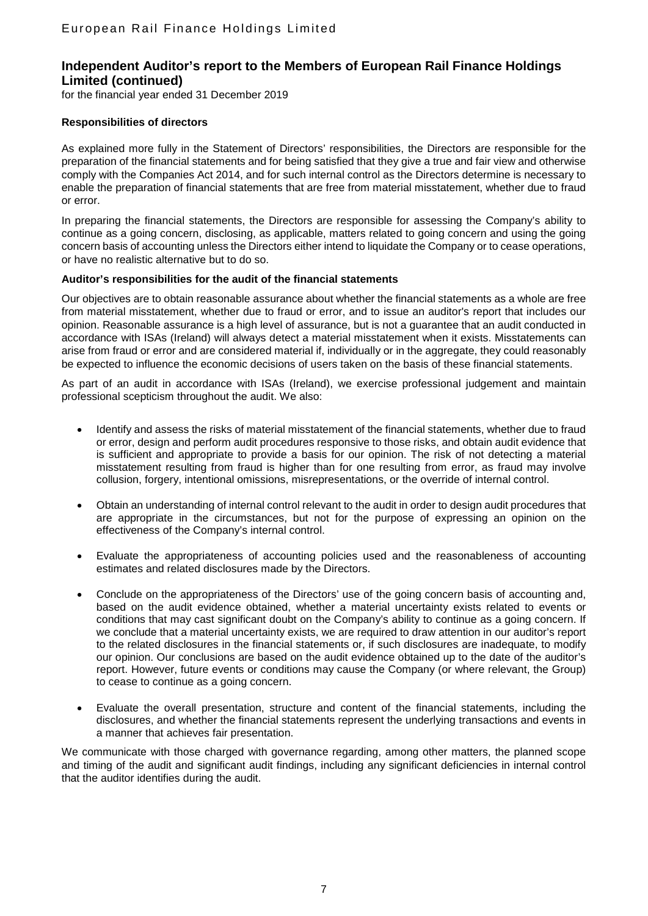## Independent Auditor's report to the Members of European Rail Finance Holdings Limited (continued)

for the financial year ended 31 December 2019

**Responsibilities of directors**

As explained more fully in the Statement of Directors' responsibilities, the Directors are responsible for the preparation of the financial statements and for being satisfied that they give a true and fair view and otherwise comply with the Companies Act 2014, and for such internal control as the Directors determine is necessary to enable the preparation of financial statements that are free from material misstatement, whether due to fraud or error.

In preparing the financial statements, the Directors are responsible for assessing the Company's ability to continue as a going concern, disclosing, as applicable, matters related to going concern and using the going concern basis of accounting unless the Directors either intend to liquidate the Company or to cease operations, or have no realistic alternative but to do so.

**Auditor's responsibilities for the audit of the financial statements**

Our objectives are to obtain reasonable assurance about whether the financial statements as a whole are free from material misstatement, whether due to fraud or error, and to issue an auditor's report that includes our opinion. Reasonable assurance is a high level of assurance, but is not a guarantee that an audit conducted in accordance with ISAs (Ireland) will always detect a material misstatement when it exists. Misstatements can arise from fraud or error and are considered material if, individually or in the aggregate, they could reasonably be expected to influence the economic decisions of users taken on the basis of these financial statements.

As part of an audit in accordance with ISAs (Ireland), we exercise professional judgement and maintain professional scepticism throughout the audit. We also:

- Identify and assess the risks of material misstatement of the financial statements, whether due to fraud or error, design and perform audit procedures responsive to those risks, and obtain audit evidence that is sufficient and appropriate to provide a basis for our opinion. The risk of not detecting a material misstatement resulting from fraud is higher than for one resulting from error, as fraud may involve collusion, forgery, intentional omissions, misrepresentations, or the override of internal control.

- Obtain an understanding of internal control relevant to the audit in order to design audit procedures that are appropriate in the circumstances, but not for the purpose of expressing an opinion on the effectiveness of the Company's internal control.

- Evaluate the appropriateness of accounting policies used and the reasonableness of accounting estimates and related disclosures made by the Directors.

- Conclude on the appropriateness of the Directors' use of the going concern basis of accounting and, based on the audit evidence obtained, whether a material uncertainty exists related to events or conditions that may cast significant doubt on the Company's ability to continue as a going concern. If we conclude that a material uncertainty exists, we are required to draw attention in our auditor's report to the related disclosures in the financial statements or, if such disclosures are inadequate, to modify our opinion. Our conclusions are based on the audit evidence obtained up to the date of the auditor's report. However, future events or conditions may cause the Company (or where relevant, the Group) to cease to continue as a going concern.

- Evaluate the overall presentation, structure and content of the financial statements, including the disclosures, and whether the financial statements represent the underlying transactions and events in a manner that achieves fair presentation.

We communicate with those charged with governance regarding, among other matters, the planned scope and timing of the audit and significant audit findings, including any significant deficiencies in internal control that the auditor identifies during the audit.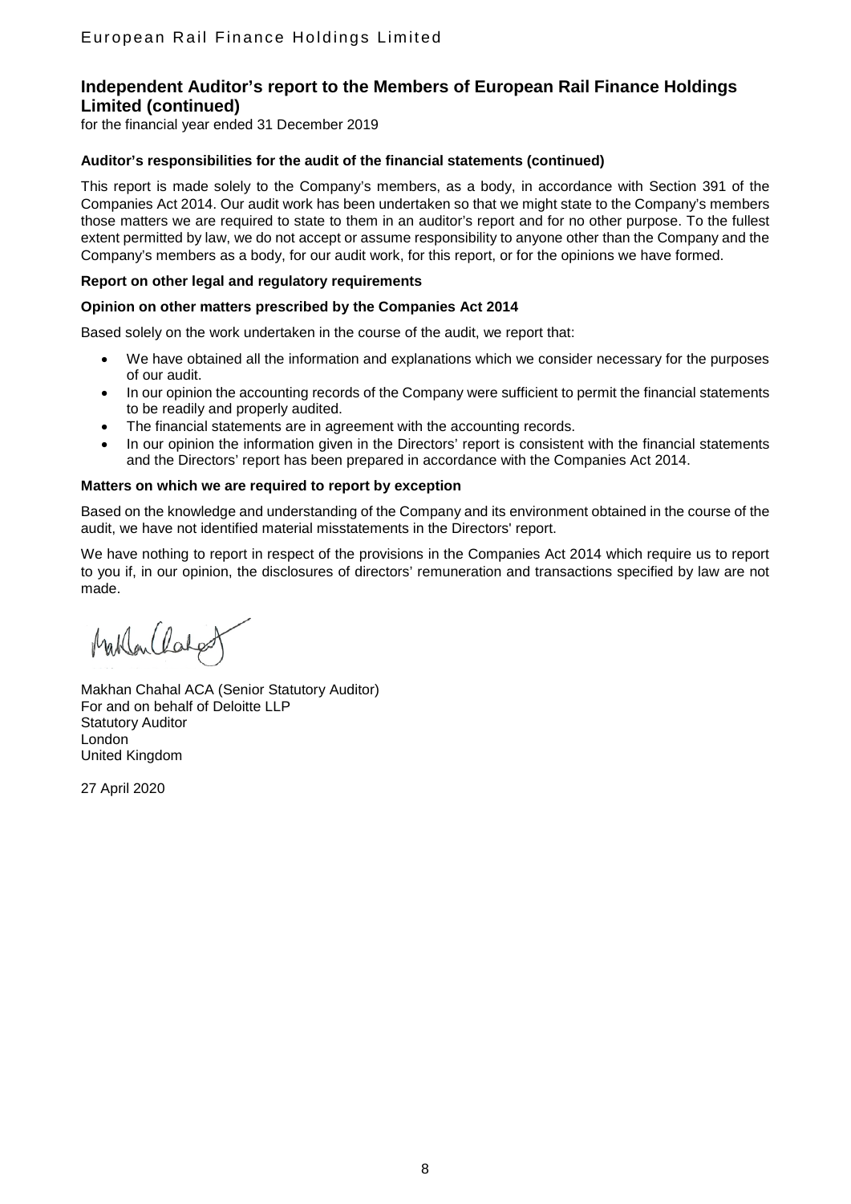## Independent Auditor's report to the Members of European Rail Finance Holdings Limited (continued)

for the financial year ended 31 December 2019

**Auditor's responsibilities for the audit of the financial statements (continued)**

This report is made solely to the Company's members, as a body, in accordance with Section 391 of the Companies Act 2014. Our audit work has been undertaken so that we might state to the Company's members those matters we are required to state to them in an auditor's report and for no other purpose. To the fullest extent permitted by law, we do not accept or assume responsibility to anyone other than the Company and the Company's members as a body, for our audit work, for this report, or for the opinions we have formed.

**Report on other legal and regulatory requirements**

**Opinion on other matters prescribed by the Companies Act 2014**

Based solely on the work undertaken in the course of the audit, we report that:

- We have obtained all the information and explanations which we consider necessary for the purposes of our audit.
- In our opinion the accounting records of the Company were sufficient to permit the financial statements to be readily and properly audited.
- The financial statements are in agreement with the accounting records.
- In our opinion the information given in the Directors' report is consistent with the financial statements and the Directors' report has been prepared in accordance with the Companies Act 2014.

**Matters on which we are required to report by exception**

Based on the knowledge and understanding of the Company and its environment obtained in the course of the audit, we have not identified material misstatements in the Directors' report.

We have nothing to report in respect of the provisions in the Companies Act 2014 which require us to report to you if, in our opinion, the disclosures of directors' remuneration and transactions specified by law are not made.

Makhan Chahal ACA (Senior Statutory Auditor)
For and on behalf of Deloitte LLP
Statutory Auditor
London
United Kingdom

27 April 2020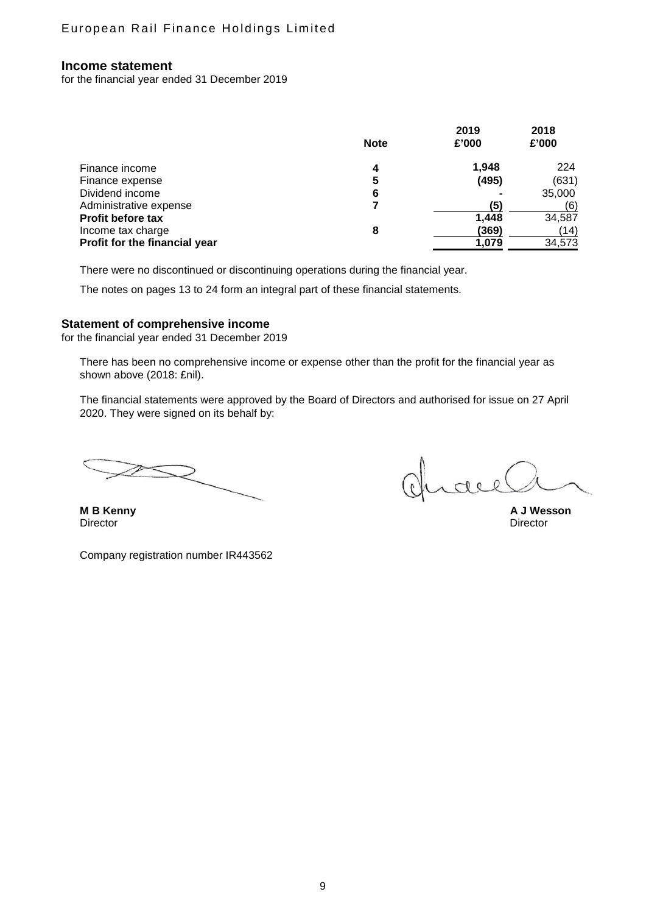## Income statement

for the financial year ended 31 December 2019

| | Note | 2019 £'000 | 2018 £'000 |
|---|---|---|---|
| Finance income | 4 | 1,948 | 224 |
| Finance expense | 5 | (495) | (631) |
| Dividend income | 6 | - | 35,000 |
| Administrative expense | 7 | (5) | (6) |
| **Profit before tax** | | 1,448 | 34,587 |
| Income tax charge | 8 | (369) | (14) |
| **Profit for the financial year** | | 1,079 | 34,573 |

There were no discontinued or discontinuing operations during the financial year.

The notes on pages 13 to 24 form an integral part of these financial statements.

## Statement of comprehensive income

for the financial year ended 31 December 2019

There has been no comprehensive income or expense other than the profit for the financial year as shown above (2018: £nil).

The financial statements were approved by the Board of Directors and authorised for issue on 27 April 2020. They were signed on its behalf by:

**M B Kenny**
Director

**A J Wesson**
Director

Company registration number IR443562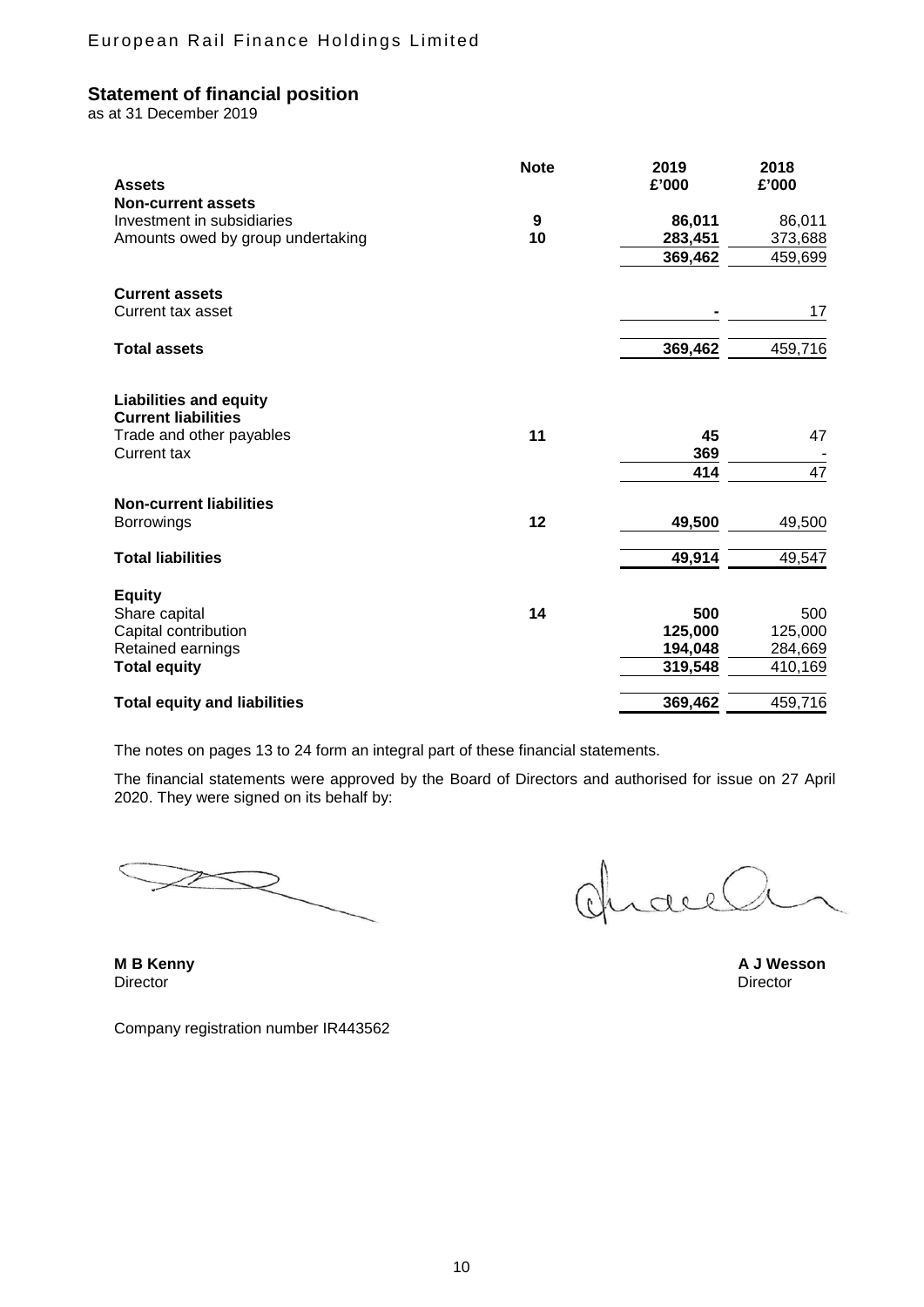## Statement of financial position

as at 31 December 2019

| | Note | 2019<br>£'000 | 2018<br>£'000 |
|---|---|---|---|
| **Assets** | | | |
| **Non-current assets** | | | |
| Investment in subsidiaries | **9** | **86,011** | 86,011 |
| Amounts owed by group undertaking | **10** | **283,451** | 373,688 |
| | | **369,462** | 459,699 |
| **Current assets** | | | |
| Current tax asset | | **-** | 17 |
| **Total assets** | | **369,462** | 459,716 |
| **Liabilities and equity** | | | |
| **Current liabilities** | | | |
| Trade and other payables | **11** | **45** | 47 |
| Current tax | | **369** | - |
| | | **414** | 47 |
| **Non-current liabilities** | | | |
| Borrowings | **12** | **49,500** | 49,500 |
| **Total liabilities** | | **49,914** | 49,547 |
| **Equity** | | | |
| Share capital | **14** | **500** | 500 |
| Capital contribution | | **125,000** | 125,000 |
| Retained earnings | | **194,048** | 284,669 |
| **Total equity** | | **319,548** | 410,169 |
| **Total equity and liabilities** | | **369,462** | 459,716 |

The notes on pages 13 to 24 form an integral part of these financial statements.

The financial statements were approved by the Board of Directors and authorised for issue on 27 April 2020. They were signed on its behalf by:

**M B Kenny**
Director

**A J Wesson**
Director

Company registration number IR443562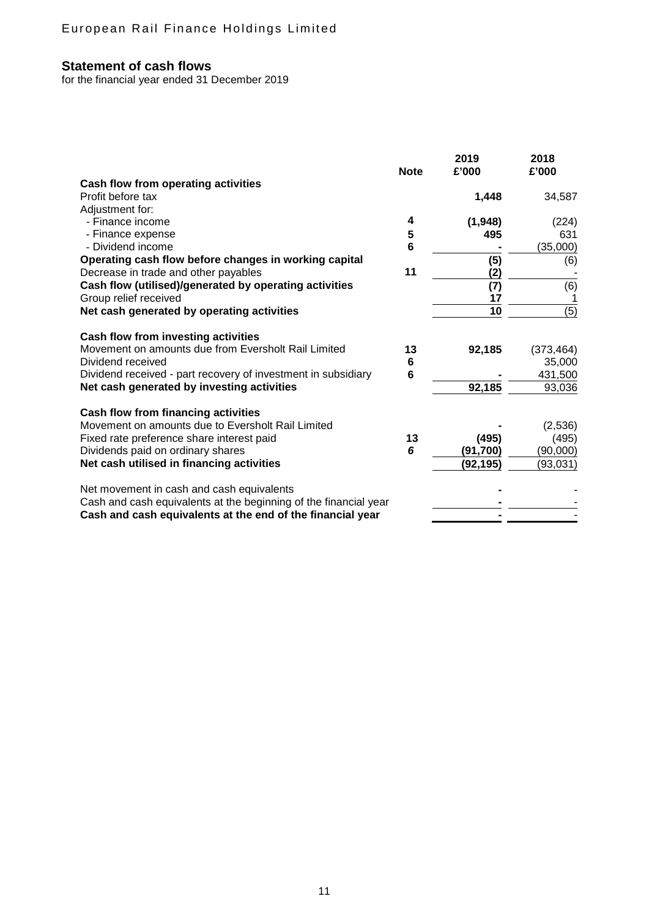European Rail Finance Holdings Limited

## Statement of cash flows

for the financial year ended 31 December 2019

| | Note | 2019 £'000 | 2018 £'000 |
|---|---|---|---|
| **Cash flow from operating activities** | | | |
| Profit before tax | | **1,448** | 34,587 |
| Adjustment for: | | | |
| - Finance income | **4** | **(1,948)** | (224) |
| - Finance expense | **5** | **495** | 631 |
| - Dividend income | **6** | **-** | (35,000) |
| **Operating cash flow before changes in working capital** | | **(5)** | (6) |
| Decrease in trade and other payables | **11** | **(2)** | - |
| **Cash flow (utilised)/generated by operating activities** | | **(7)** | (6) |
| Group relief received | | **17** | 1 |
| **Net cash generated by operating activities** | | **10** | (5) |
| | | | |
| **Cash flow from investing activities** | | | |
| Movement on amounts due from Eversholt Rail Limited | **13** | **92,185** | (373,464) |
| Dividend received | **6** | | 35,000 |
| Dividend received - part recovery of investment in subsidiary | **6** | **-** | 431,500 |
| **Net cash generated by investing activities** | | **92,185** | 93,036 |
| | | | |
| **Cash flow from financing activities** | | | |
| Movement on amounts due to Eversholt Rail Limited | | **-** | (2,536) |
| Fixed rate preference share interest paid | **13** | **(495)** | (495) |
| Dividends paid on ordinary shares | ***6*** | **(91,700)** | (90,000) |
| **Net cash utilised in financing activities** | | **(92,195)** | (93,031) |
| | | | |
| Net movement in cash and cash equivalents | | **-** | - |
| Cash and cash equivalents at the beginning of the financial year | | **-** | - |
| **Cash and cash equivalents at the end of the financial year** | | **-** | - |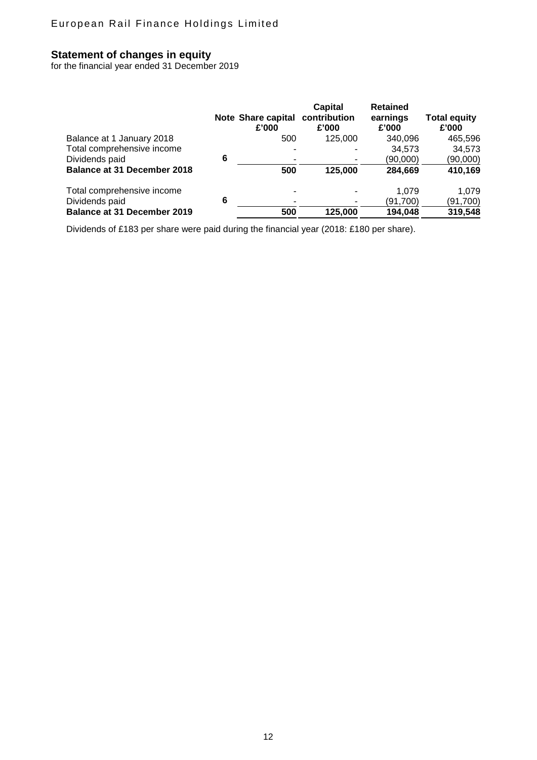# European Rail Finance Holdings Limited

## Statement of changes in equity

for the financial year ended 31 December 2019

| | Note | Share capital £'000 | Capital contribution £'000 | Retained earnings £'000 | Total equity £'000 |
|---|---|---|---|---|---|
| Balance at 1 January 2018 | | 500 | 125,000 | 340,096 | 465,596 |
| Total comprehensive income | | - | - | 34,573 | 34,573 |
| Dividends paid | 6 | - | - | (90,000) | (90,000) |
| **Balance at 31 December 2018** | | **500** | **125,000** | **284,669** | **410,169** |
| | | | | | |
| Total comprehensive income | | - | - | 1,079 | 1,079 |
| Dividends paid | 6 | - | - | (91,700) | (91,700) |
| **Balance at 31 December 2019** | | **500** | **125,000** | **194,048** | **319,548** |

Dividends of £183 per share were paid during the financial year (2018: £180 per share).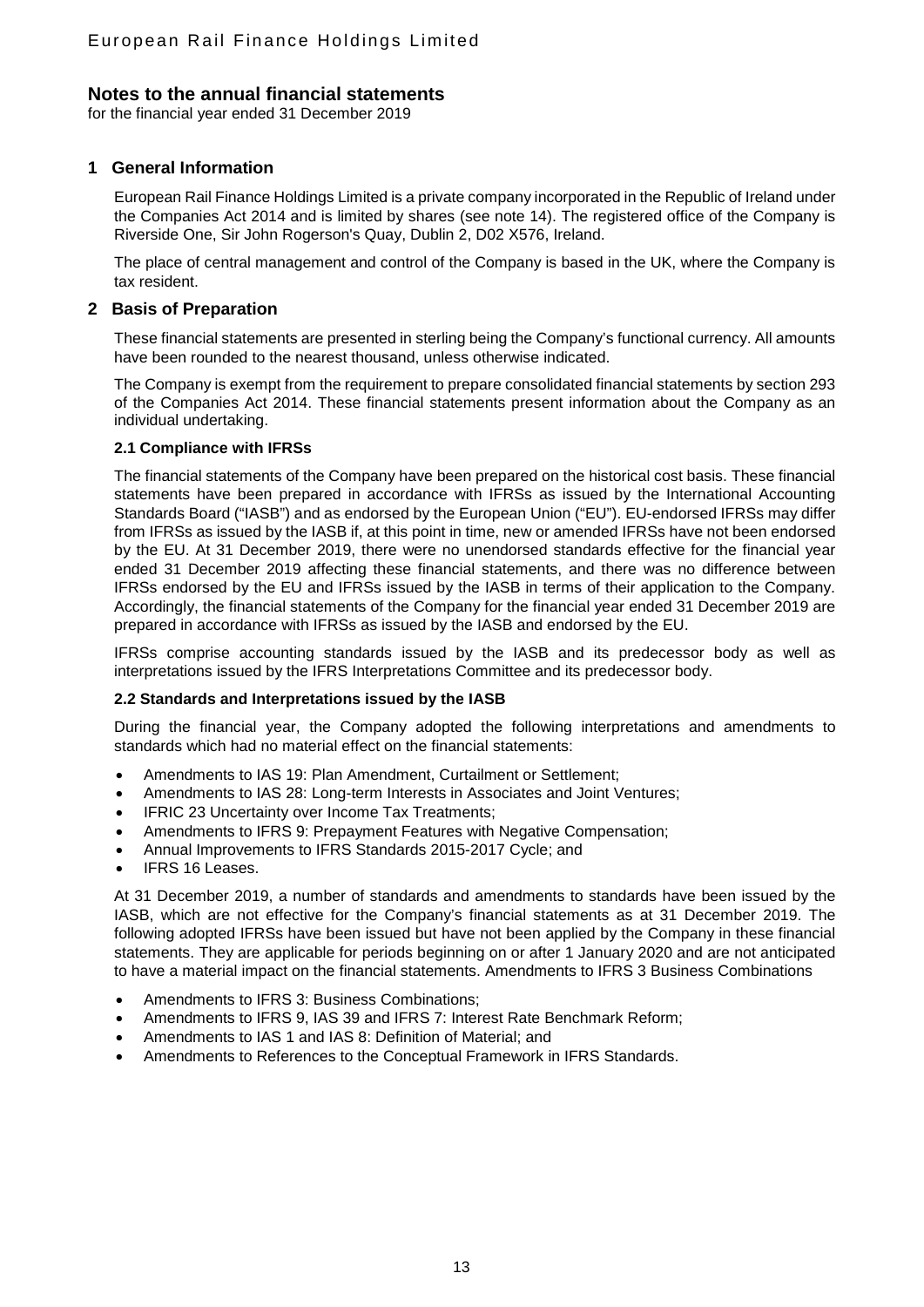# Notes to the annual financial statements

for the financial year ended 31 December 2019

## 1 General Information

European Rail Finance Holdings Limited is a private company incorporated in the Republic of Ireland under the Companies Act 2014 and is limited by shares (see note 14). The registered office of the Company is Riverside One, Sir John Rogerson's Quay, Dublin 2, D02 X576, Ireland.

The place of central management and control of the Company is based in the UK, where the Company is tax resident.

## 2 Basis of Preparation

These financial statements are presented in sterling being the Company's functional currency. All amounts have been rounded to the nearest thousand, unless otherwise indicated.

The Company is exempt from the requirement to prepare consolidated financial statements by section 293 of the Companies Act 2014. These financial statements present information about the Company as an individual undertaking.

### 2.1 Compliance with IFRSs

The financial statements of the Company have been prepared on the historical cost basis. These financial statements have been prepared in accordance with IFRSs as issued by the International Accounting Standards Board ("IASB") and as endorsed by the European Union ("EU"). EU-endorsed IFRSs may differ from IFRSs as issued by the IASB if, at this point in time, new or amended IFRSs have not been endorsed by the EU. At 31 December 2019, there were no unendorsed standards effective for the financial year ended 31 December 2019 affecting these financial statements, and there was no difference between IFRSs endorsed by the EU and IFRSs issued by the IASB in terms of their application to the Company. Accordingly, the financial statements of the Company for the financial year ended 31 December 2019 are prepared in accordance with IFRSs as issued by the IASB and endorsed by the EU.

IFRSs comprise accounting standards issued by the IASB and its predecessor body as well as interpretations issued by the IFRS Interpretations Committee and its predecessor body.

### 2.2 Standards and Interpretations issued by the IASB

During the financial year, the Company adopted the following interpretations and amendments to standards which had no material effect on the financial statements:

- Amendments to IAS 19: Plan Amendment, Curtailment or Settlement;
- Amendments to IAS 28: Long-term Interests in Associates and Joint Ventures;
- IFRIC 23 Uncertainty over Income Tax Treatments;
- Amendments to IFRS 9: Prepayment Features with Negative Compensation;
- Annual Improvements to IFRS Standards 2015-2017 Cycle; and
- IFRS 16 Leases.

At 31 December 2019, a number of standards and amendments to standards have been issued by the IASB, which are not effective for the Company's financial statements as at 31 December 2019. The following adopted IFRSs have been issued but have not been applied by the Company in these financial statements. They are applicable for periods beginning on or after 1 January 2020 and are not anticipated to have a material impact on the financial statements. Amendments to IFRS 3 Business Combinations

- Amendments to IFRS 3: Business Combinations;
- Amendments to IFRS 9, IAS 39 and IFRS 7: Interest Rate Benchmark Reform;
- Amendments to IAS 1 and IAS 8: Definition of Material; and
- Amendments to References to the Conceptual Framework in IFRS Standards.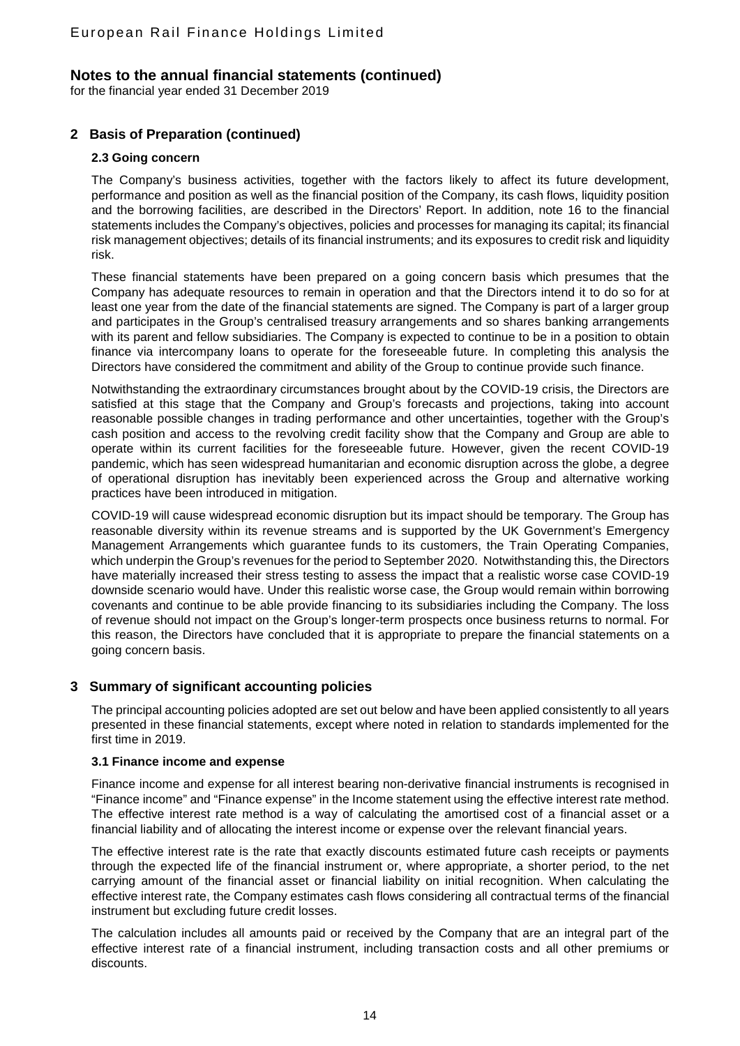# Notes to the annual financial statements (continued)

for the financial year ended 31 December 2019

## 2 Basis of Preparation (continued)

### 2.3 Going concern

The Company's business activities, together with the factors likely to affect its future development, performance and position as well as the financial position of the Company, its cash flows, liquidity position and the borrowing facilities, are described in the Directors' Report. In addition, note 16 to the financial statements includes the Company's objectives, policies and processes for managing its capital; its financial risk management objectives; details of its financial instruments; and its exposures to credit risk and liquidity risk.

These financial statements have been prepared on a going concern basis which presumes that the Company has adequate resources to remain in operation and that the Directors intend it to do so for at least one year from the date of the financial statements are signed. The Company is part of a larger group and participates in the Group's centralised treasury arrangements and so shares banking arrangements with its parent and fellow subsidiaries. The Company is expected to continue to be in a position to obtain finance via intercompany loans to operate for the foreseeable future. In completing this analysis the Directors have considered the commitment and ability of the Group to continue provide such finance.

Notwithstanding the extraordinary circumstances brought about by the COVID-19 crisis, the Directors are satisfied at this stage that the Company and Group's forecasts and projections, taking into account reasonable possible changes in trading performance and other uncertainties, together with the Group's cash position and access to the revolving credit facility show that the Company and Group are able to operate within its current facilities for the foreseeable future. However, given the recent COVID-19 pandemic, which has seen widespread humanitarian and economic disruption across the globe, a degree of operational disruption has inevitably been experienced across the Group and alternative working practices have been introduced in mitigation.

COVID-19 will cause widespread economic disruption but its impact should be temporary. The Group has reasonable diversity within its revenue streams and is supported by the UK Government's Emergency Management Arrangements which guarantee funds to its customers, the Train Operating Companies, which underpin the Group's revenues for the period to September 2020. Notwithstanding this, the Directors have materially increased their stress testing to assess the impact that a realistic worse case COVID-19 downside scenario would have. Under this realistic worse case, the Group would remain within borrowing covenants and continue to be able provide financing to its subsidiaries including the Company. The loss of revenue should not impact on the Group's longer-term prospects once business returns to normal. For this reason, the Directors have concluded that it is appropriate to prepare the financial statements on a going concern basis.

## 3 Summary of significant accounting policies

The principal accounting policies adopted are set out below and have been applied consistently to all years presented in these financial statements, except where noted in relation to standards implemented for the first time in 2019.

### 3.1 Finance income and expense

Finance income and expense for all interest bearing non-derivative financial instruments is recognised in "Finance income" and "Finance expense" in the Income statement using the effective interest rate method. The effective interest rate method is a way of calculating the amortised cost of a financial asset or a financial liability and of allocating the interest income or expense over the relevant financial years.

The effective interest rate is the rate that exactly discounts estimated future cash receipts or payments through the expected life of the financial instrument or, where appropriate, a shorter period, to the net carrying amount of the financial asset or financial liability on initial recognition. When calculating the effective interest rate, the Company estimates cash flows considering all contractual terms of the financial instrument but excluding future credit losses.

The calculation includes all amounts paid or received by the Company that are an integral part of the effective interest rate of a financial instrument, including transaction costs and all other premiums or discounts.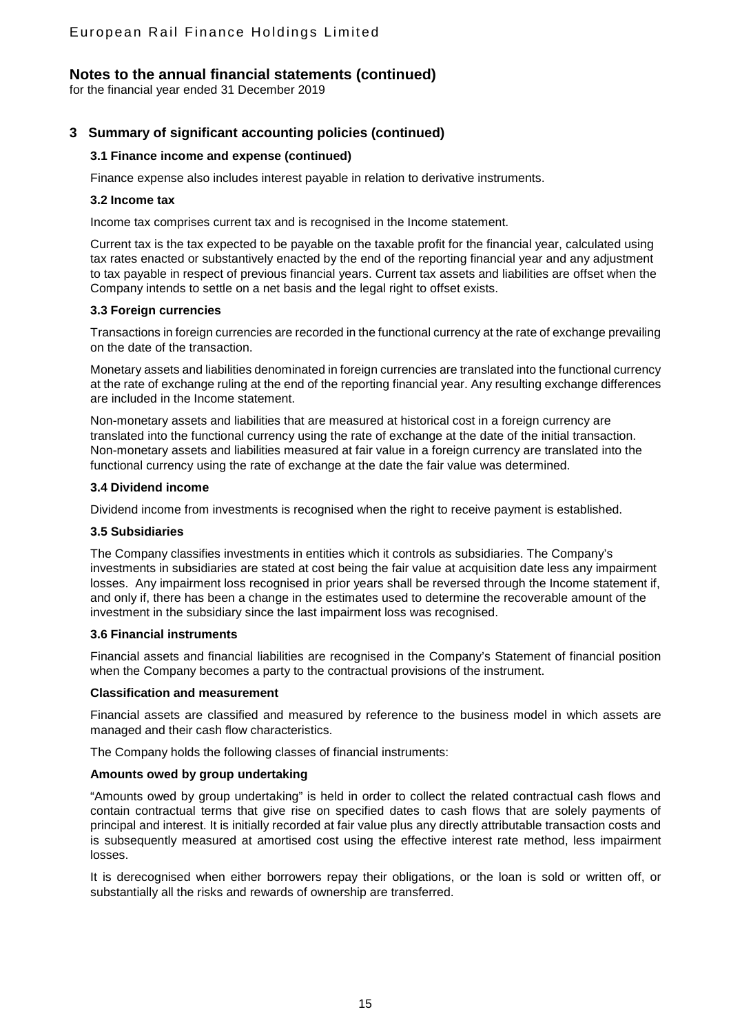## 3 Summary of significant accounting policies (continued)

### 3.1 Finance income and expense (continued)

Finance expense also includes interest payable in relation to derivative instruments.

### 3.2 Income tax

Income tax comprises current tax and is recognised in the Income statement.

Current tax is the tax expected to be payable on the taxable profit for the financial year, calculated using tax rates enacted or substantively enacted by the end of the reporting financial year and any adjustment to tax payable in respect of previous financial years. Current tax assets and liabilities are offset when the Company intends to settle on a net basis and the legal right to offset exists.

### 3.3 Foreign currencies

Transactions in foreign currencies are recorded in the functional currency at the rate of exchange prevailing on the date of the transaction.

Monetary assets and liabilities denominated in foreign currencies are translated into the functional currency at the rate of exchange ruling at the end of the reporting financial year. Any resulting exchange differences are included in the Income statement.

Non-monetary assets and liabilities that are measured at historical cost in a foreign currency are translated into the functional currency using the rate of exchange at the date of the initial transaction. Non-monetary assets and liabilities measured at fair value in a foreign currency are translated into the functional currency using the rate of exchange at the date the fair value was determined.

### 3.4 Dividend income

Dividend income from investments is recognised when the right to receive payment is established.

### 3.5 Subsidiaries

The Company classifies investments in entities which it controls as subsidiaries. The Company's investments in subsidiaries are stated at cost being the fair value at acquisition date less any impairment losses. Any impairment loss recognised in prior years shall be reversed through the Income statement if, and only if, there has been a change in the estimates used to determine the recoverable amount of the investment in the subsidiary since the last impairment loss was recognised.

### 3.6 Financial instruments

Financial assets and financial liabilities are recognised in the Company's Statement of financial position when the Company becomes a party to the contractual provisions of the instrument.

**Classification and measurement**

Financial assets are classified and measured by reference to the business model in which assets are managed and their cash flow characteristics.

The Company holds the following classes of financial instruments:

**Amounts owed by group undertaking**

"Amounts owed by group undertaking" is held in order to collect the related contractual cash flows and contain contractual terms that give rise on specified dates to cash flows that are solely payments of principal and interest. It is initially recorded at fair value plus any directly attributable transaction costs and is subsequently measured at amortised cost using the effective interest rate method, less impairment losses.

It is derecognised when either borrowers repay their obligations, or the loan is sold or written off, or substantially all the risks and rewards of ownership are transferred.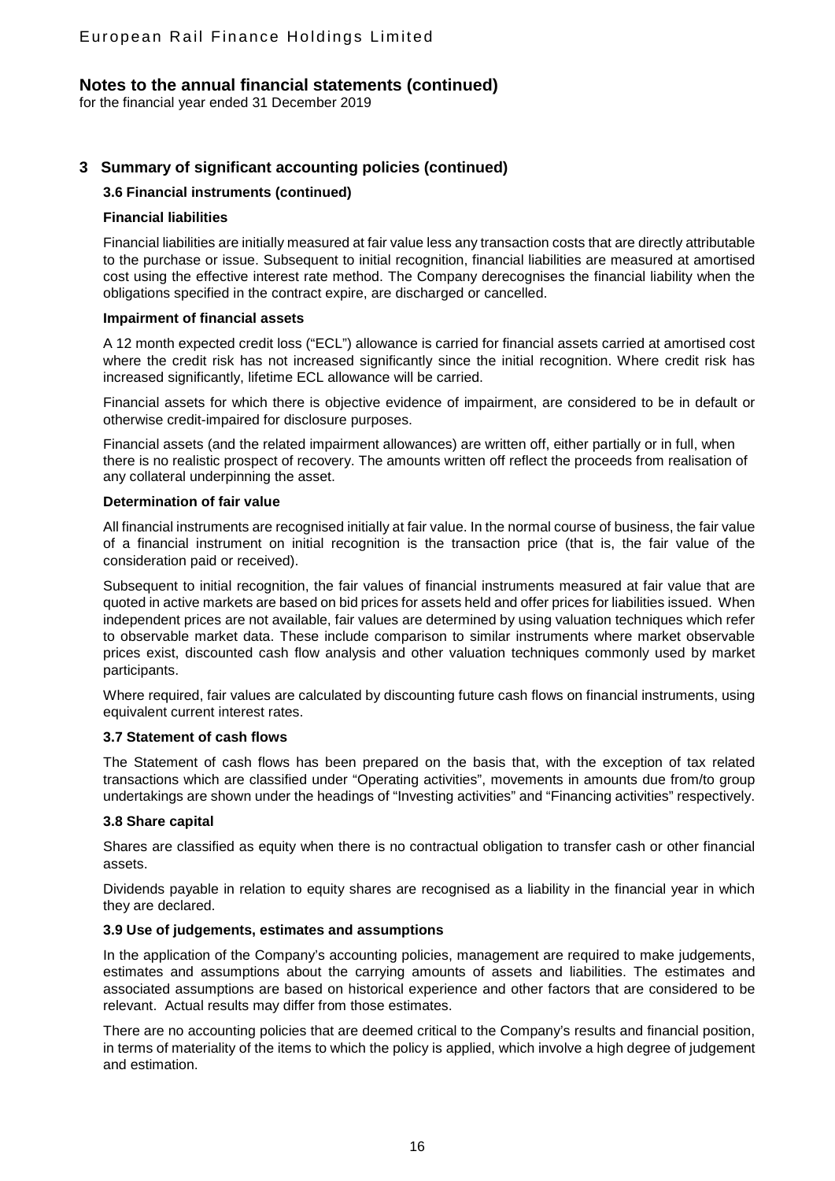## 3 Summary of significant accounting policies (continued)

### 3.6 Financial instruments (continued)

**Financial liabilities**

Financial liabilities are initially measured at fair value less any transaction costs that are directly attributable to the purchase or issue. Subsequent to initial recognition, financial liabilities are measured at amortised cost using the effective interest rate method. The Company derecognises the financial liability when the obligations specified in the contract expire, are discharged or cancelled.

**Impairment of financial assets**

A 12 month expected credit loss ("ECL") allowance is carried for financial assets carried at amortised cost where the credit risk has not increased significantly since the initial recognition. Where credit risk has increased significantly, lifetime ECL allowance will be carried.

Financial assets for which there is objective evidence of impairment, are considered to be in default or otherwise credit-impaired for disclosure purposes.

Financial assets (and the related impairment allowances) are written off, either partially or in full, when there is no realistic prospect of recovery. The amounts written off reflect the proceeds from realisation of any collateral underpinning the asset.

**Determination of fair value**

All financial instruments are recognised initially at fair value. In the normal course of business, the fair value of a financial instrument on initial recognition is the transaction price (that is, the fair value of the consideration paid or received).

Subsequent to initial recognition, the fair values of financial instruments measured at fair value that are quoted in active markets are based on bid prices for assets held and offer prices for liabilities issued. When independent prices are not available, fair values are determined by using valuation techniques which refer to observable market data. These include comparison to similar instruments where market observable prices exist, discounted cash flow analysis and other valuation techniques commonly used by market participants.

Where required, fair values are calculated by discounting future cash flows on financial instruments, using equivalent current interest rates.

### 3.7 Statement of cash flows

The Statement of cash flows has been prepared on the basis that, with the exception of tax related transactions which are classified under "Operating activities", movements in amounts due from/to group undertakings are shown under the headings of "Investing activities" and "Financing activities" respectively.

### 3.8 Share capital

Shares are classified as equity when there is no contractual obligation to transfer cash or other financial assets.

Dividends payable in relation to equity shares are recognised as a liability in the financial year in which they are declared.

### 3.9 Use of judgements, estimates and assumptions

In the application of the Company's accounting policies, management are required to make judgements, estimates and assumptions about the carrying amounts of assets and liabilities. The estimates and associated assumptions are based on historical experience and other factors that are considered to be relevant. Actual results may differ from those estimates.

There are no accounting policies that are deemed critical to the Company's results and financial position, in terms of materiality of the items to which the policy is applied, which involve a high degree of judgement and estimation.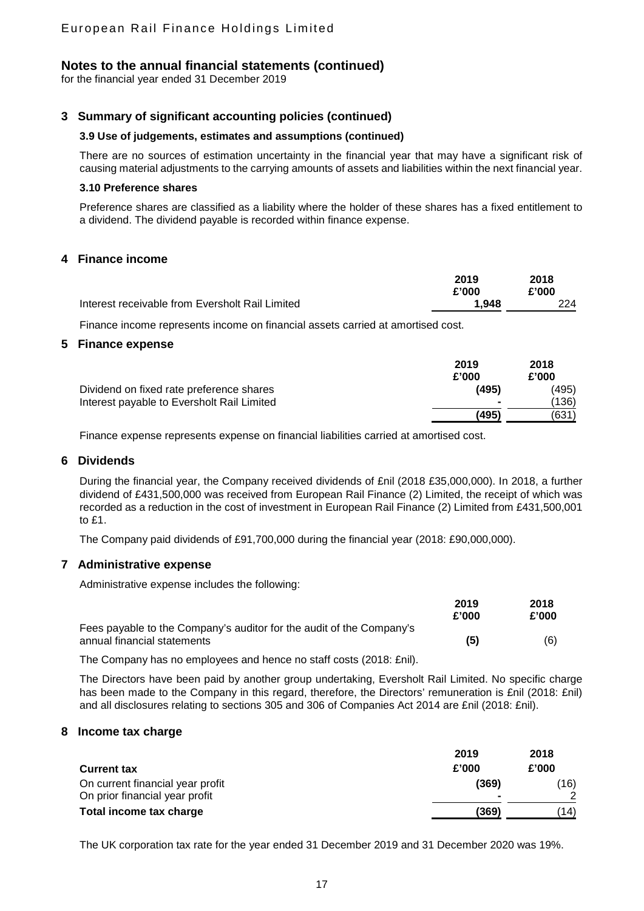# Notes to the annual financial statements (continued)

for the financial year ended 31 December 2019

## 3 Summary of significant accounting policies (continued)

### 3.9 Use of judgements, estimates and assumptions (continued)

There are no sources of estimation uncertainty in the financial year that may have a significant risk of causing material adjustments to the carrying amounts of assets and liabilities within the next financial year.

### 3.10 Preference shares

Preference shares are classified as a liability where the holder of these shares has a fixed entitlement to a dividend. The dividend payable is recorded within finance expense.

## 4 Finance income

| | 2019<br>£'000 | 2018<br>£'000 |
|---|---|---|
| Interest receivable from Eversholt Rail Limited | **1,948** | 224 |

Finance income represents income on financial assets carried at amortised cost.

## 5 Finance expense

| | 2019<br>£'000 | 2018<br>£'000 |
|---|---|---|
| Dividend on fixed rate preference shares | **(495)** | (495) |
| Interest payable to Eversholt Rail Limited | **-** | (136) |
| | **(495)** | (631) |

Finance expense represents expense on financial liabilities carried at amortised cost.

## 6 Dividends

During the financial year, the Company received dividends of £nil (2018 £35,000,000). In 2018, a further dividend of £431,500,000 was received from European Rail Finance (2) Limited, the receipt of which was recorded as a reduction in the cost of investment in European Rail Finance (2) Limited from £431,500,001 to £1.

The Company paid dividends of £91,700,000 during the financial year (2018: £90,000,000).

## 7 Administrative expense

Administrative expense includes the following:

| | 2019<br>£'000 | 2018<br>£'000 |
|---|---|---|
| Fees payable to the Company's auditor for the audit of the Company's annual financial statements | **(5)** | (6) |

The Company has no employees and hence no staff costs (2018: £nil).

The Directors have been paid by another group undertaking, Eversholt Rail Limited. No specific charge has been made to the Company in this regard, therefore, the Directors' remuneration is £nil (2018: £nil) and all disclosures relating to sections 305 and 306 of Companies Act 2014 are £nil (2018: £nil).

## 8 Income tax charge

| **Current tax** | 2019<br>£'000 | 2018<br>£'000 |
|---|---|---|
| On current financial year profit | **(369)** | (16) |
| On prior financial year profit | **-** | 2 |
| **Total income tax charge** | **(369)** | (14) |

The UK corporation tax rate for the year ended 31 December 2019 and 31 December 2020 was 19%.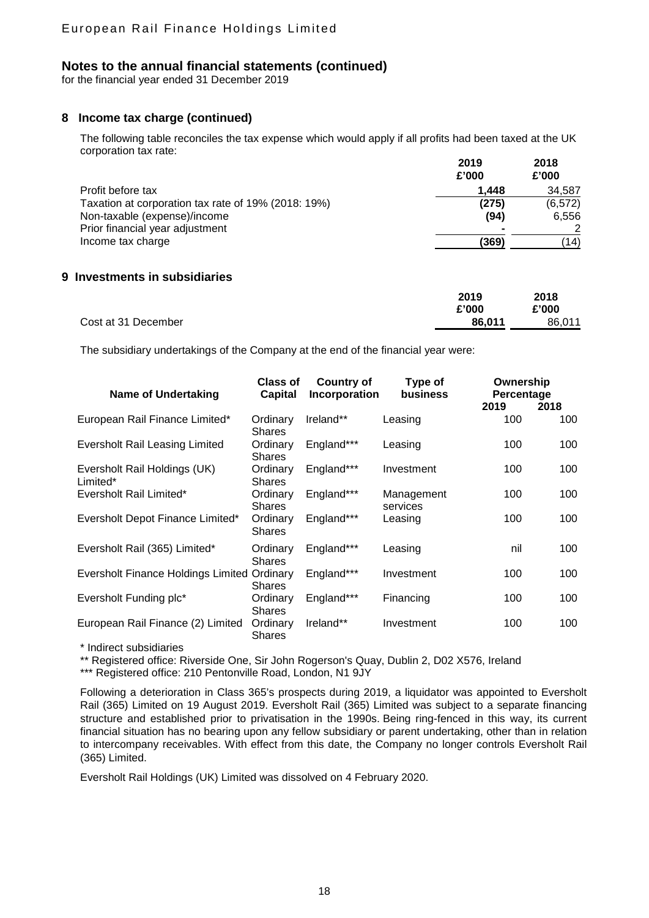## Notes to the annual financial statements (continued)

for the financial year ended 31 December 2019

### 8 Income tax charge (continued)

The following table reconciles the tax expense which would apply if all profits had been taxed at the UK corporation tax rate:

| | 2019 £'000 | 2018 £'000 |
|---|---|---|
| Profit before tax | **1,448** | 34,587 |
| Taxation at corporation tax rate of 19% (2018: 19%) | **(275)** | (6,572) |
| Non-taxable (expense)/income | **(94)** | 6,556 |
| Prior financial year adjustment | **-** | 2 |
| Income tax charge | **(369)** | (14) |

### 9 Investments in subsidiaries

| | 2019 £'000 | 2018 £'000 |
|---|---|---|
| Cost at 31 December | **86,011** | 86,011 |

The subsidiary undertakings of the Company at the end of the financial year were:

| Name of Undertaking | Class of Capital | Country of Incorporation | Type of business | Ownership Percentage 2019 | Ownership Percentage 2018 |
|---|---|---|---|---|---|
| European Rail Finance Limited* | Ordinary Shares | Ireland** | Leasing | 100 | 100 |
| Eversholt Rail Leasing Limited | Ordinary Shares | England*** | Leasing | 100 | 100 |
| Eversholt Rail Holdings (UK) Limited* | Ordinary Shares | England*** | Investment | 100 | 100 |
| Eversholt Rail Limited* | Ordinary Shares | England*** | Management services | 100 | 100 |
| Eversholt Depot Finance Limited* | Ordinary Shares | England*** | Leasing | 100 | 100 |
| Eversholt Rail (365) Limited* | Ordinary Shares | England*** | Leasing | nil | 100 |
| Eversholt Finance Holdings Limited | Ordinary Shares | England*** | Investment | 100 | 100 |
| Eversholt Funding plc* | Ordinary Shares | England*** | Financing | 100 | 100 |
| European Rail Finance (2) Limited | Ordinary Shares | Ireland** | Investment | 100 | 100 |

\* Indirect subsidiaries

\** Registered office: Riverside One, Sir John Rogerson's Quay, Dublin 2, D02 X576, Ireland

\*** Registered office: 210 Pentonville Road, London, N1 9JY

Following a deterioration in Class 365's prospects during 2019, a liquidator was appointed to Eversholt Rail (365) Limited on 19 August 2019. Eversholt Rail (365) Limited was subject to a separate financing structure and established prior to privatisation in the 1990s. Being ring-fenced in this way, its current financial situation has no bearing upon any fellow subsidiary or parent undertaking, other than in relation to intercompany receivables. With effect from this date, the Company no longer controls Eversholt Rail (365) Limited.

Eversholt Rail Holdings (UK) Limited was dissolved on 4 February 2020.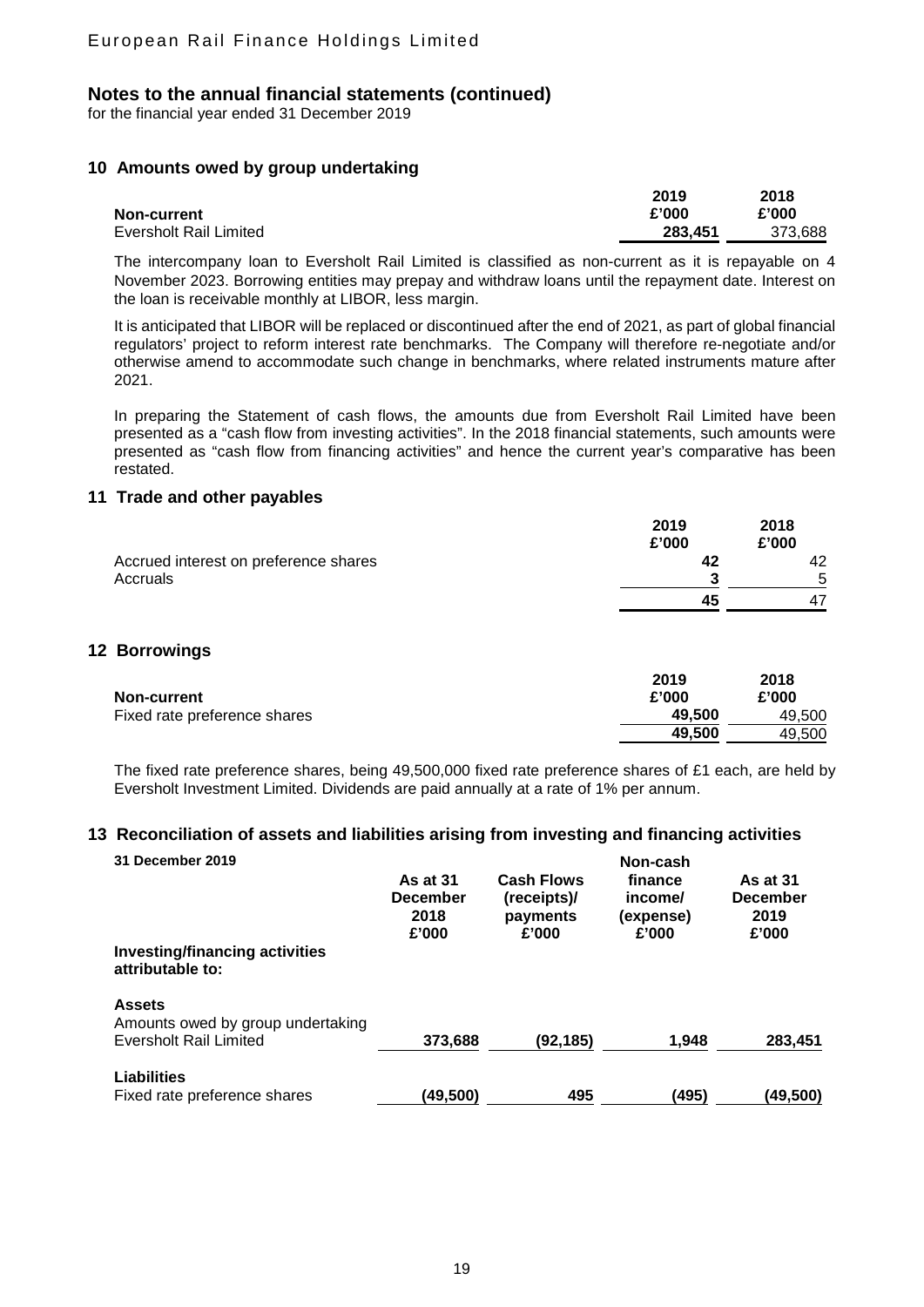# Notes to the annual financial statements (continued)

for the financial year ended 31 December 2019

## 10 Amounts owed by group undertaking

| Non-current | 2019 £'000 | 2018 £'000 |
|---|---|---|
| Eversholt Rail Limited | **283,451** | 373,688 |

The intercompany loan to Eversholt Rail Limited is classified as non-current as it is repayable on 4 November 2023. Borrowing entities may prepay and withdraw loans until the repayment date. Interest on the loan is receivable monthly at LIBOR, less margin.

It is anticipated that LIBOR will be replaced or discontinued after the end of 2021, as part of global financial regulators' project to reform interest rate benchmarks. The Company will therefore re-negotiate and/or otherwise amend to accommodate such change in benchmarks, where related instruments mature after 2021.

In preparing the Statement of cash flows, the amounts due from Eversholt Rail Limited have been presented as a "cash flow from investing activities". In the 2018 financial statements, such amounts were presented as "cash flow from financing activities" and hence the current year's comparative has been restated.

## 11 Trade and other payables

| | 2019 £'000 | 2018 £'000 |
|---|---|---|
| Accrued interest on preference shares | **42** | 42 |
| Accruals | **3** | 5 |
| | **45** | 47 |

## 12 Borrowings

| Non-current | 2019 £'000 | 2018 £'000 |
|---|---|---|
| Fixed rate preference shares | **49,500** | 49,500 |
| | **49,500** | 49,500 |

The fixed rate preference shares, being 49,500,000 fixed rate preference shares of £1 each, are held by Eversholt Investment Limited. Dividends are paid annually at a rate of 1% per annum.

## 13 Reconciliation of assets and liabilities arising from investing and financing activities

| 31 December 2019 | As at 31 December 2018 £'000 | Cash Flows (receipts)/ payments £'000 | Non-cash finance income/ (expense) £'000 | As at 31 December 2019 £'000 |
|---|---|---|---|---|
| **Investing/financing activities attributable to:** | | | | |
| **Assets** | | | | |
| Amounts owed by group undertaking Eversholt Rail Limited | **373,688** | **(92,185)** | **1,948** | **283,451** |
| **Liabilities** | | | | |
| Fixed rate preference shares | **(49,500)** | **495** | **(495)** | **(49,500)** |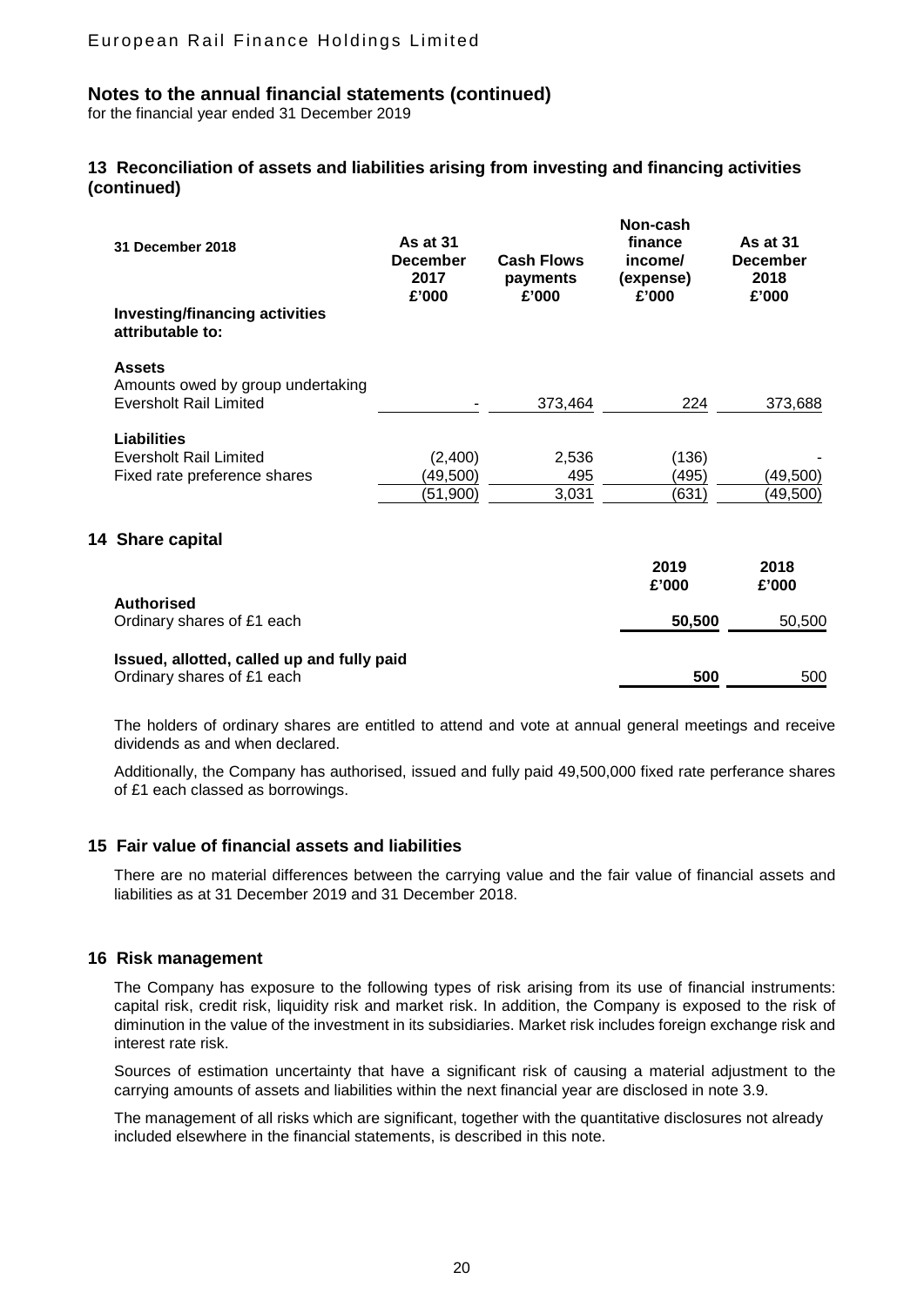## Notes to the annual financial statements (continued)

for the financial year ended 31 December 2019

### 13 Reconciliation of assets and liabilities arising from investing and financing activities (continued)

| 31 December 2018 | As at 31 December 2017 £'000 | Cash Flows payments £'000 | Non-cash finance income/ (expense) £'000 | As at 31 December 2018 £'000 |
|---|---|---|---|---|
| **Investing/financing activities attributable to:** | | | | |
| **Assets** | | | | |
| Amounts owed by group undertaking Eversholt Rail Limited | - | 373,464 | 224 | 373,688 |
| **Liabilities** | | | | |
| Eversholt Rail Limited | (2,400) | 2,536 | (136) | - |
| Fixed rate preference shares | (49,500) | 495 | (495) | (49,500) |
| | (51,900) | 3,031 | (631) | (49,500) |

### 14 Share capital

| | 2019 £'000 | 2018 £'000 |
|---|---|---|
| **Authorised** | | |
| Ordinary shares of £1 each | **50,500** | 50,500 |
| **Issued, allotted, called up and fully paid** | | |
| Ordinary shares of £1 each | **500** | 500 |

The holders of ordinary shares are entitled to attend and vote at annual general meetings and receive dividends as and when declared.

Additionally, the Company has authorised, issued and fully paid 49,500,000 fixed rate perferance shares of £1 each classed as borrowings.

### 15 Fair value of financial assets and liabilities

There are no material differences between the carrying value and the fair value of financial assets and liabilities as at 31 December 2019 and 31 December 2018.

### 16 Risk management

The Company has exposure to the following types of risk arising from its use of financial instruments: capital risk, credit risk, liquidity risk and market risk. In addition, the Company is exposed to the risk of diminution in the value of the investment in its subsidiaries. Market risk includes foreign exchange risk and interest rate risk.

Sources of estimation uncertainty that have a significant risk of causing a material adjustment to the carrying amounts of assets and liabilities within the next financial year are disclosed in note 3.9.

The management of all risks which are significant, together with the quantitative disclosures not already included elsewhere in the financial statements, is described in this note.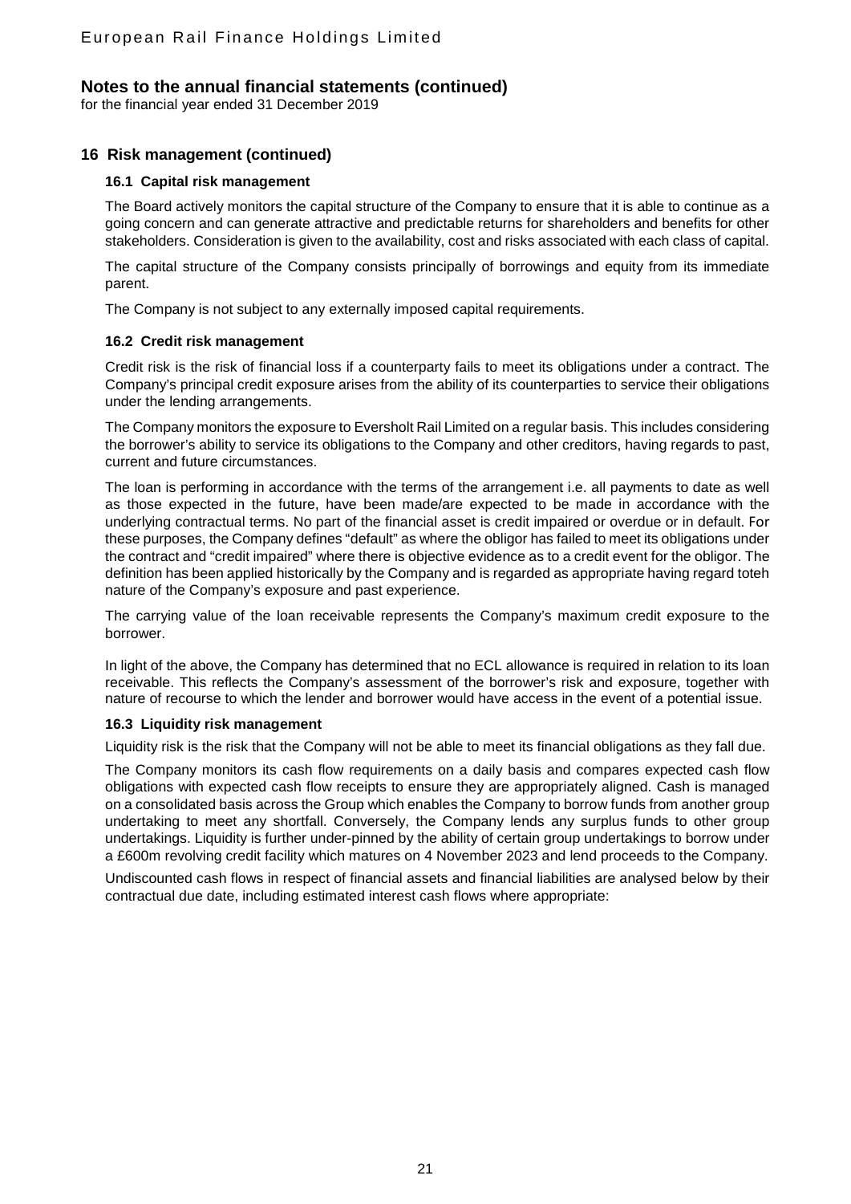# Notes to the annual financial statements (continued)

for the financial year ended 31 December 2019

## 16 Risk management (continued)

### 16.1 Capital risk management

The Board actively monitors the capital structure of the Company to ensure that it is able to continue as a going concern and can generate attractive and predictable returns for shareholders and benefits for other stakeholders. Consideration is given to the availability, cost and risks associated with each class of capital.

The capital structure of the Company consists principally of borrowings and equity from its immediate parent.

The Company is not subject to any externally imposed capital requirements.

### 16.2 Credit risk management

Credit risk is the risk of financial loss if a counterparty fails to meet its obligations under a contract. The Company's principal credit exposure arises from the ability of its counterparties to service their obligations under the lending arrangements.

The Company monitors the exposure to Eversholt Rail Limited on a regular basis. This includes considering the borrower's ability to service its obligations to the Company and other creditors, having regards to past, current and future circumstances.

The loan is performing in accordance with the terms of the arrangement i.e. all payments to date as well as those expected in the future, have been made/are expected to be made in accordance with the underlying contractual terms. No part of the financial asset is credit impaired or overdue or in default. For these purposes, the Company defines "default" as where the obligor has failed to meet its obligations under the contract and "credit impaired" where there is objective evidence as to a credit event for the obligor. The definition has been applied historically by the Company and is regarded as appropriate having regard toteh nature of the Company's exposure and past experience.

The carrying value of the loan receivable represents the Company's maximum credit exposure to the borrower.

In light of the above, the Company has determined that no ECL allowance is required in relation to its loan receivable. This reflects the Company's assessment of the borrower's risk and exposure, together with nature of recourse to which the lender and borrower would have access in the event of a potential issue.

### 16.3 Liquidity risk management

Liquidity risk is the risk that the Company will not be able to meet its financial obligations as they fall due.

The Company monitors its cash flow requirements on a daily basis and compares expected cash flow obligations with expected cash flow receipts to ensure they are appropriately aligned. Cash is managed on a consolidated basis across the Group which enables the Company to borrow funds from another group undertaking to meet any shortfall. Conversely, the Company lends any surplus funds to other group undertakings. Liquidity is further under-pinned by the ability of certain group undertakings to borrow under a £600m revolving credit facility which matures on 4 November 2023 and lend proceeds to the Company.

Undiscounted cash flows in respect of financial assets and financial liabilities are analysed below by their contractual due date, including estimated interest cash flows where appropriate: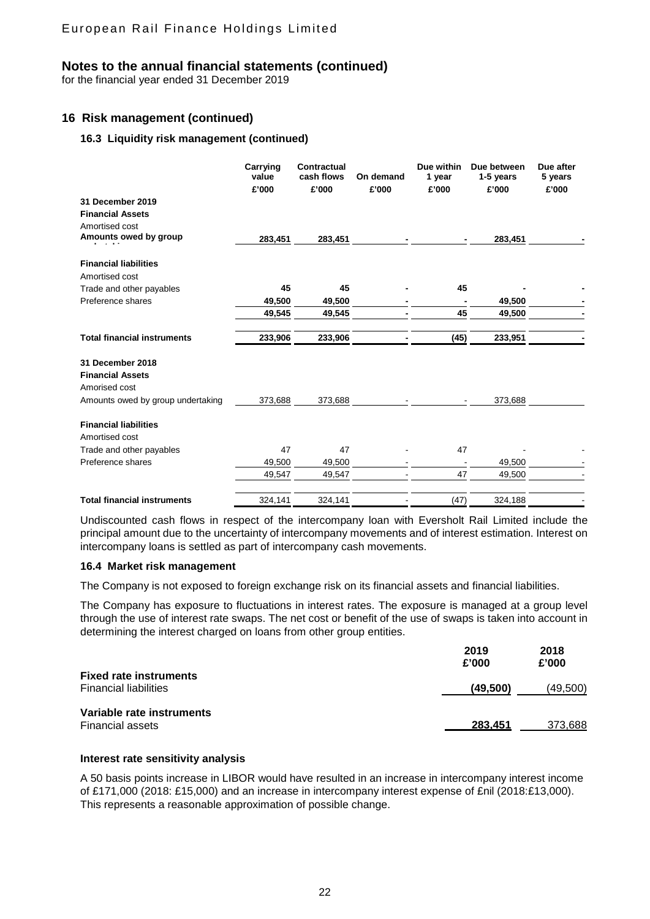# Notes to the annual financial statements (continued)

for the financial year ended 31 December 2019

## 16 Risk management (continued)

### 16.3 Liquidity risk management (continued)

| | Carrying value | Contractual cash flows | On demand | Due within 1 year | Due between 1-5 years | Due after 5 years |
|---|---|---|---|---|---|---|
| | £'000 | £'000 | £'000 | £'000 | £'000 | £'000 |
| **31 December 2019** | | | | | | |
| **Financial Assets** | | | | | | |
| Amortised cost | | | | | | |
| **Amounts owed by group undertakings** | **283,451** | **283,451** | **-** | **-** | **283,451** | **-** |
| **Financial liabilities** | | | | | | |
| Amortised cost | | | | | | |
| Trade and other payables | **45** | **45** | **-** | **45** | **-** | **-** |
| Preference shares | **49,500** | **49,500** | **-** | **-** | **49,500** | **-** |
| | **49,545** | **49,545** | **-** | **45** | **49,500** | **-** |
| **Total financial instruments** | **233,906** | **233,906** | **-** | **(45)** | **233,951** | **-** |
| **31 December 2018** | | | | | | |
| **Financial Assets** | | | | | | |
| Amorised cost | | | | | | |
| Amounts owed by group undertaking | 373,688 | 373,688 | - | - | 373,688 | |
| **Financial liabilities** | | | | | | |
| Amortised cost | | | | | | |
| Trade and other payables | 47 | 47 | - | 47 | - | - |
| Preference shares | 49,500 | 49,500 | - | - | 49,500 | - |
| | 49,547 | 49,547 | - | 47 | 49,500 | - |
| **Total financial instruments** | 324,141 | 324,141 | - | (47) | 324,188 | - |

Undiscounted cash flows in respect of the intercompany loan with Eversholt Rail Limited include the principal amount due to the uncertainty of intercompany movements and of interest estimation. Interest on intercompany loans is settled as part of intercompany cash movements.

### 16.4 Market risk management

The Company is not exposed to foreign exchange risk on its financial assets and financial liabilities.

The Company has exposure to fluctuations in interest rates. The exposure is managed at a group level through the use of interest rate swaps. The net cost or benefit of the use of swaps is taken into account in determining the interest charged on loans from other group entities.

| | 2019 £'000 | 2018 £'000 |
|---|---|---|
| **Fixed rate instruments** | | |
| Financial liabilities | **(49,500)** | (49,500) |
| **Variable rate instruments** | | |
| Financial assets | **283,451** | 373,688 |

#### Interest rate sensitivity analysis

A 50 basis points increase in LIBOR would have resulted in an increase in intercompany interest income of £171,000 (2018: £15,000) and an increase in intercompany interest expense of £nil (2018:£13,000). This represents a reasonable approximation of possible change.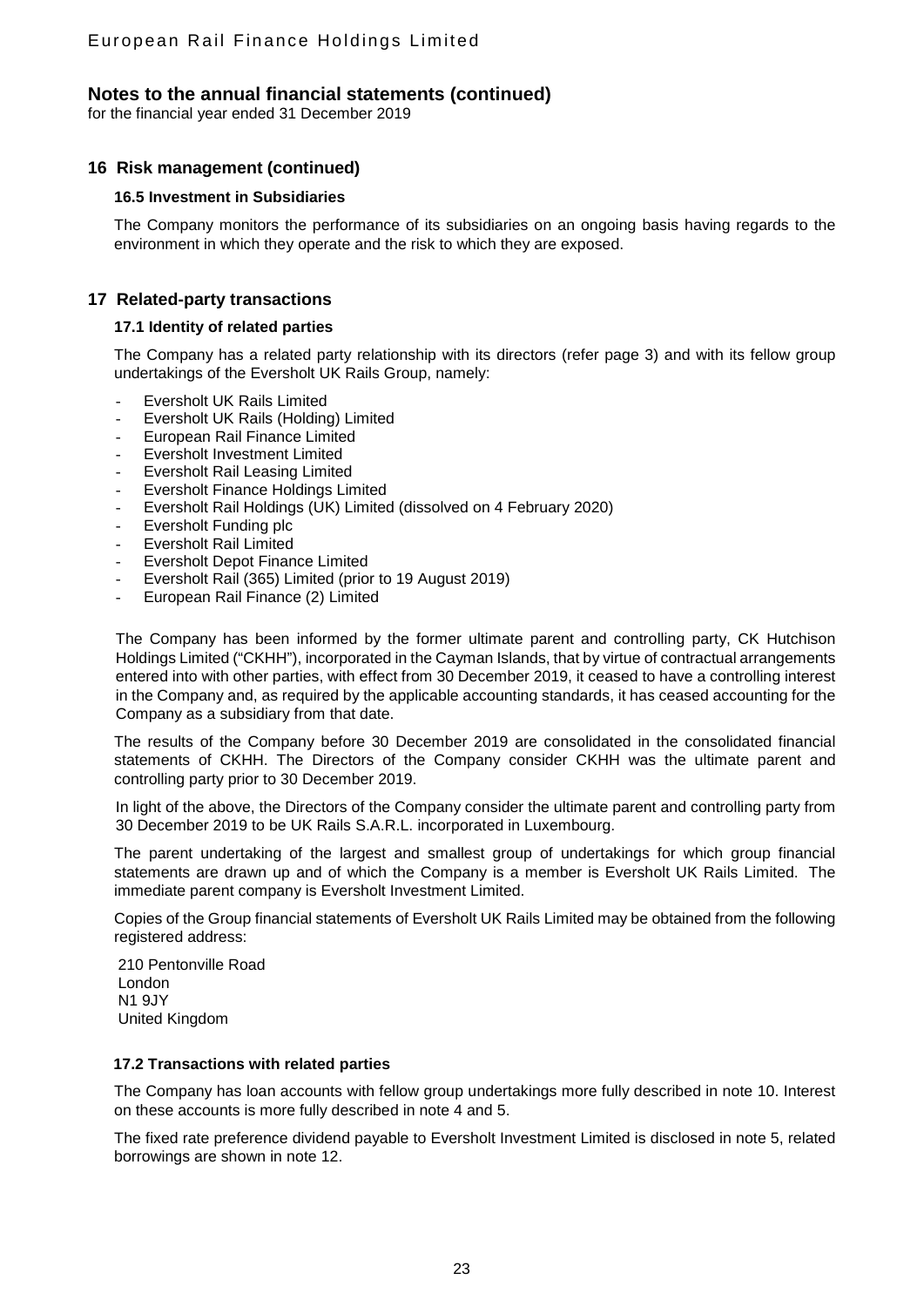# Notes to the annual financial statements (continued)

for the financial year ended 31 December 2019

## 16 Risk management (continued)

### 16.5 Investment in Subsidiaries

The Company monitors the performance of its subsidiaries on an ongoing basis having regards to the environment in which they operate and the risk to which they are exposed.

## 17 Related-party transactions

### 17.1 Identity of related parties

The Company has a related party relationship with its directors (refer page 3) and with its fellow group undertakings of the Eversholt UK Rails Group, namely:

- Eversholt UK Rails Limited
- Eversholt UK Rails (Holding) Limited
- European Rail Finance Limited
- Eversholt Investment Limited
- Eversholt Rail Leasing Limited
- Eversholt Finance Holdings Limited
- Eversholt Rail Holdings (UK) Limited (dissolved on 4 February 2020)
- Eversholt Funding plc
- Eversholt Rail Limited
- Eversholt Depot Finance Limited
- Eversholt Rail (365) Limited (prior to 19 August 2019)
- European Rail Finance (2) Limited

The Company has been informed by the former ultimate parent and controlling party, CK Hutchison Holdings Limited ("CKHH"), incorporated in the Cayman Islands, that by virtue of contractual arrangements entered into with other parties, with effect from 30 December 2019, it ceased to have a controlling interest in the Company and, as required by the applicable accounting standards, it has ceased accounting for the Company as a subsidiary from that date.

The results of the Company before 30 December 2019 are consolidated in the consolidated financial statements of CKHH. The Directors of the Company consider CKHH was the ultimate parent and controlling party prior to 30 December 2019.

In light of the above, the Directors of the Company consider the ultimate parent and controlling party from 30 December 2019 to be UK Rails S.A.R.L. incorporated in Luxembourg.

The parent undertaking of the largest and smallest group of undertakings for which group financial statements are drawn up and of which the Company is a member is Eversholt UK Rails Limited. The immediate parent company is Eversholt Investment Limited.

Copies of the Group financial statements of Eversholt UK Rails Limited may be obtained from the following registered address:

210 Pentonville Road
London
N1 9JY
United Kingdom

### 17.2 Transactions with related parties

The Company has loan accounts with fellow group undertakings more fully described in note 10. Interest on these accounts is more fully described in note 4 and 5.

The fixed rate preference dividend payable to Eversholt Investment Limited is disclosed in note 5, related borrowings are shown in note 12.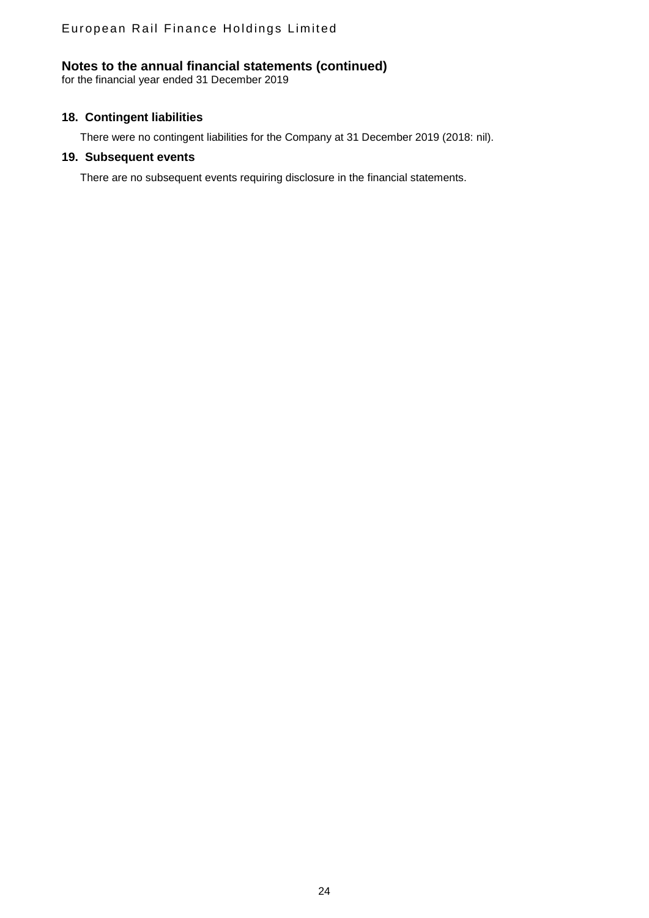## Notes to the annual financial statements (continued)

for the financial year ended 31 December 2019

### 18. Contingent liabilities

There were no contingent liabilities for the Company at 31 December 2019 (2018: nil).

### 19. Subsequent events

There are no subsequent events requiring disclosure in the financial statements.